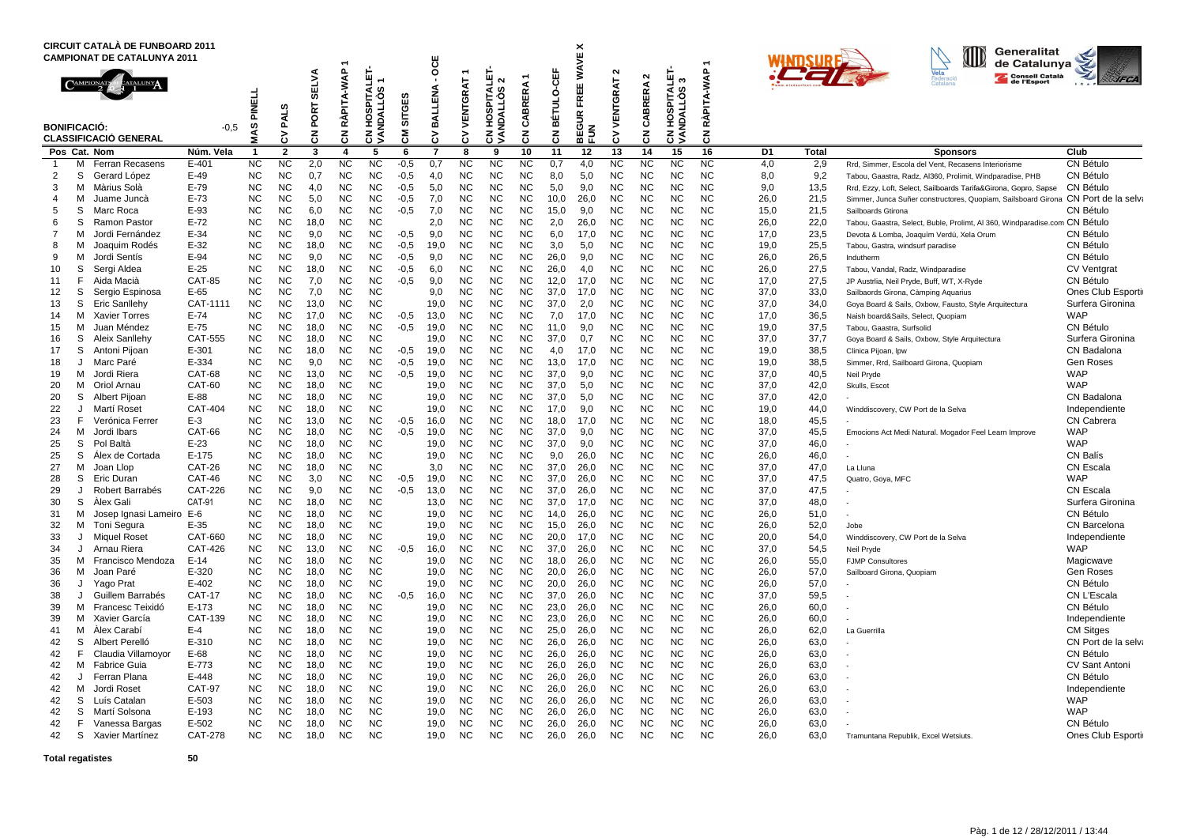# CIRCUIT CATALÀ DE FUNBOARD 2011
## CAMPIONAT DE CATALUNYA 2011

**BONIFICACIÓ:** -0,5

**CLASSIFICACIÓ GENERAL**

| Pos | Cat. | Nom | Núm. Vela | MAS PINELL 1 | CV PALS 2 | CN PORT SELVA 3 | CN RÀPITA-WAP 1 4 | CN HOSPITALET-VANDALLÒS 1 5 | CM SITGES 6 | CV BALLENA - OCE 7 | CV VENTGRAT 1 8 | CN HOSPITALET-VANDALLÒS 2 9 | CN CABRERA 1 10 | CN BÉTULO-CEF 11 | BEGUR FREE WAVE X FUN 12 | CV VENTGRAT 2 13 | CN CABRERA 2 14 | CN HOSPITALET-VANDALLÒS 3 15 | CN RÀPITA-WAP 1 16 | D1 | Total | Sponsors | Club |
|---|---|---|---|---|---|---|---|---|---|---|---|---|---|---|---|---|---|---|---|---|---|---|---|
| 1 | M | Ferran Recasens | E-401 | NC | NC | 2,0 | NC | NC | -0,5 | 0,7 | NC | NC | NC | 0,7 | 4,0 | NC | NC | NC | NC | 4,0 | 2,9 | Rrd, Simmer, Escola del Vent, Recasens Interiorisme | CN Bétulo |
| 2 | S | Gerard López | E-49 | NC | NC | 0,7 | NC | NC | -0,5 | 4,0 | NC | NC | NC | 8,0 | 5,0 | NC | NC | NC | NC | 8,0 | 9,2 | Tabou, Gaastra, Radz, AI360, Prolimit, Windparadise, PHB | CN Bétulo |
| 3 | M | Màrius Solà | E-79 | NC | NC | 4,0 | NC | NC | -0,5 | 5,0 | NC | NC | NC | 5,0 | 9,0 | NC | NC | NC | NC | 9,0 | 13,5 | Rrd, Ezzy, Loft, Select, Sailboards Tarifa&Girona, Gopro, Sapse | CN Bétulo |
| 4 | M | Juame Juncà | E-73 | NC | NC | 5,0 | NC | NC | -0,5 | 7,0 | NC | NC | NC | 10,0 | 26,0 | NC | NC | NC | NC | 26,0 | 21,5 | Simmer, Junca Suñer constructores, Quopiam, Sailsboard Girona | CN Port de la selva |
| 5 | S | Marc Roca | E-93 | NC | NC | 6,0 | NC | NC | -0,5 | 7,0 | NC | NC | NC | 15,0 | 9,0 | NC | NC | NC | NC | 15,0 | 21,5 | Sailboards Gtirona | CN Bétulo |
| 6 | S | Ramon Pastor | E-72 | NC | NC | 18,0 | NC | NC | | 2,0 | NC | NC | NC | 2,0 | 26,0 | NC | NC | NC | NC | 26,0 | 22,0 | Tabou, Gaastra, Select, Buble, Prolimt, Al360, Windparadise.com | CN Bétulo |
| 7 | M | Jordi Fernández | E-34 | NC | NC | 9,0 | NC | NC | -0,5 | 9,0 | NC | NC | NC | 6,0 | 17,0 | NC | NC | NC | NC | 17,0 | 23,5 | Devota & Lomba, Joaquim Verdú, Xela Orum | CN Bétulo |
| 8 | M | Joaquim Rodés | E-32 | NC | NC | 18,0 | NC | NC | -0,5 | 19,0 | NC | NC | NC | 3,0 | 5,0 | NC | NC | NC | NC | 19,0 | 25,5 | Tabou, Gastra, windsurf paradise | CN Bétulo |
| 9 | M | Jordi Sentís | E-94 | NC | NC | 9,0 | NC | NC | -0,5 | 9,0 | NC | NC | NC | 26,0 | 9,0 | NC | NC | NC | NC | 26,0 | 26,5 | Indutherm | CN Bétulo |
| 10 | S | Sergi Aldea | E-25 | NC | NC | 18,0 | NC | NC | -0,5 | 6,0 | NC | NC | NC | 26,0 | 4,0 | NC | NC | NC | NC | 26,0 | 27,5 | Tabou, Vandal, Radz, Windparadise | CV Ventgrat |
| 11 | F | Aida Macià | CAT-85 | NC | NC | 7,0 | NC | NC | -0,5 | 9,0 | NC | NC | NC | 12,0 | 17,0 | NC | NC | NC | NC | 17,0 | 27,5 | JP Austrlia, Neil Pryde, Buff, WT, X-Ryde | CN Bétulo |
| 12 | S | Sergio Espinosa | E-65 | NC | NC | 7,0 | NC | NC | | 9,0 | NC | NC | NC | 37,0 | 17,0 | NC | NC | NC | NC | 37,0 | 33,0 | Sailbaords Girona, Càmping Aquarius | Ones Club Esportiu |
| 13 | S | Eric Sanllehy | CAT-1111 | NC | NC | 13,0 | NC | NC | | 19,0 | NC | NC | NC | 37,0 | 2,0 | NC | NC | NC | NC | 37,0 | 34,0 | Goya Board & Sails, Oxbow, Fausto, Style Arquitectura | Surfera Gironina |
| 14 | M | Xavier Torres | E-74 | NC | NC | 17,0 | NC | NC | -0,5 | 13,0 | NC | NC | NC | 7,0 | 17,0 | NC | NC | NC | NC | 17,0 | 36,5 | Naish board&Sails, Select, Quopiam | WAP |
| 15 | M | Juan Méndez | E-75 | NC | NC | 18,0 | NC | NC | -0,5 | 19,0 | NC | NC | NC | 11,0 | 9,0 | NC | NC | NC | NC | 19,0 | 37,5 | Tabou, Gaastra, Surfsolid | CN Bétulo |
| 16 | S | Aleix Sanllehy | CAT-555 | NC | NC | 18,0 | NC | NC | | 19,0 | NC | NC | NC | 37,0 | 0,7 | NC | NC | NC | NC | 37,0 | 37,7 | Goya Board & Sails, Oxbow, Style Arquitectura | Surfera Gironina |
| 17 | S | Antoni Pijoan | E-301 | NC | NC | 18,0 | NC | NC | -0,5 | 19,0 | NC | NC | NC | 4,0 | 17,0 | NC | NC | NC | NC | 19,0 | 38,5 | Clinica Pijoan, Ipw | CN Badalona |
| 18 | J | Marc Paré | E-334 | NC | NC | 9,0 | NC | NC | -0,5 | 19,0 | NC | NC | NC | 13,0 | 17,0 | NC | NC | NC | NC | 19,0 | 38,5 | Simmer, Rrd, Sailboard Girona, Quopiam | Gen Roses |
| 19 | M | Jordi Riera | CAT-68 | NC | NC | 13,0 | NC | NC | -0,5 | 19,0 | NC | NC | NC | 37,0 | 9,0 | NC | NC | NC | NC | 37,0 | 40,5 | Neil Pryde | WAP |
| 20 | M | Oriol Arnau | CAT-60 | NC | NC | 18,0 | NC | NC | | 19,0 | NC | NC | NC | 37,0 | 5,0 | NC | NC | NC | NC | 37,0 | 42,0 | Skulls, Escot | WAP |
| 20 | S | Albert Pijoan | E-88 | NC | NC | 18,0 | NC | NC | | 19,0 | NC | NC | NC | 37,0 | 5,0 | NC | NC | NC | NC | 37,0 | 42,0 | - | CN Badalona |
| 22 | J | Martí Roset | CAT-404 | NC | NC | 18,0 | NC | NC | | 19,0 | NC | NC | NC | 17,0 | 9,0 | NC | NC | NC | NC | 19,0 | 44,0 | Winddiscovery, CW Port de la Selva | Independiente |
| 23 | F | Verónica Ferrer | E-3 | NC | NC | 13,0 | NC | NC | -0,5 | 16,0 | NC | NC | NC | 18,0 | 17,0 | NC | NC | NC | NC | 18,0 | 45,5 | - | CN Cabrera |
| 24 | M | Jordi Ibars | CAT-66 | NC | NC | 18,0 | NC | NC | -0,5 | 19,0 | NC | NC | NC | 37,0 | 9,0 | NC | NC | NC | NC | 37,0 | 45,5 | Emocions Act Medi Natural. Mogador Feel Learn Improve | WAP |
| 25 | S | Pol Baltà | E-23 | NC | NC | 18,0 | NC | NC | | 19,0 | NC | NC | NC | 37,0 | 9,0 | NC | NC | NC | NC | 37,0 | 46,0 | - | WAP |
| 25 | S | Álex de Cortada | E-175 | NC | NC | 18,0 | NC | NC | | 19,0 | NC | NC | NC | 9,0 | 26,0 | NC | NC | NC | NC | 26,0 | 46,0 | - | CN Balís |
| 27 | M | Joan Llop | CAT-26 | NC | NC | 18,0 | NC | NC | | 3,0 | NC | NC | NC | 37,0 | 26,0 | NC | NC | NC | NC | 37,0 | 47,0 | La Lluna | CN Escala |
| 28 | S | Eric Duran | CAT-46 | NC | NC | 3,0 | NC | NC | -0,5 | 19,0 | NC | NC | NC | 37,0 | 26,0 | NC | NC | NC | NC | 37,0 | 47,5 | Quatro, Goya, MFC | WAP |
| 29 | J | Robert Barrabés | CAT-226 | NC | NC | 9,0 | NC | NC | -0,5 | 13,0 | NC | NC | NC | 37,0 | 26,0 | NC | NC | NC | NC | 37,0 | 47,5 | - | CN Escala |
| 30 | S | Àlex Gali | CAT-91 | NC | NC | 18,0 | NC | NC | | 13,0 | NC | NC | NC | 37,0 | 17,0 | NC | NC | NC | NC | 37,0 | 48,0 | - | Surfera Gironina |
| 31 | M | Josep Ignasi Lameiro | E-6 | NC | NC | 18,0 | NC | NC | | 19,0 | NC | NC | NC | 14,0 | 26,0 | NC | NC | NC | NC | 26,0 | 51,0 | - | CN Bétulo |
| 32 | M | Toni Segura | E-35 | NC | NC | 18,0 | NC | NC | | 19,0 | NC | NC | NC | 15,0 | 26,0 | NC | NC | NC | NC | 26,0 | 52,0 | Jobe | CN Barcelona |
| 33 | J | Miquel Roset | CAT-660 | NC | NC | 18,0 | NC | NC | | 19,0 | NC | NC | NC | 20,0 | 17,0 | NC | NC | NC | NC | 20,0 | 54,0 | Winddiscovery, CW Port de la Selva | Independiente |
| 34 | J | Arnau Riera | CAT-426 | NC | NC | 13,0 | NC | NC | -0,5 | 16,0 | NC | NC | NC | 37,0 | 26,0 | NC | NC | NC | NC | 37,0 | 54,5 | Neil Pryde | WAP |
| 35 | M | Francisco Mendoza | E-14 | NC | NC | 18,0 | NC | NC | | 19,0 | NC | NC | NC | 18,0 | 26,0 | NC | NC | NC | NC | 26,0 | 55,0 | FJMP Consultores | Magicwave |
| 36 | M | Joan Paré | E-320 | NC | NC | 18,0 | NC | NC | | 19,0 | NC | NC | NC | 20,0 | 26,0 | NC | NC | NC | NC | 26,0 | 57,0 | Sailboard Girona, Quopiam | Gen Roses |
| 36 | J | Yago Prat | E-402 | NC | NC | 18,0 | NC | NC | | 19,0 | NC | NC | NC | 20,0 | 26,0 | NC | NC | NC | NC | 26,0 | 57,0 | - | CN Bétulo |
| 38 | J | Guillem Barrabés | CAT-17 | NC | NC | 18,0 | NC | NC | -0,5 | 16,0 | NC | NC | NC | 37,0 | 26,0 | NC | NC | NC | NC | 37,0 | 59,5 | - | CN L'Escala |
| 39 | M | Francesc Teixidó | E-173 | NC | NC | 18,0 | NC | NC | | 19,0 | NC | NC | NC | 23,0 | 26,0 | NC | NC | NC | NC | 26,0 | 60,0 | - | CN Bétulo |
| 39 | M | Xavier García | CAT-139 | NC | NC | 18,0 | NC | NC | | 19,0 | NC | NC | NC | 23,0 | 26,0 | NC | NC | NC | NC | 26,0 | 60,0 | - | Independiente |
| 41 | M | Àlex Carabí | E-4 | NC | NC | 18,0 | NC | NC | | 19,0 | NC | NC | NC | 25,0 | 26,0 | NC | NC | NC | NC | 26,0 | 62,0 | La Guerrilla | CM Sitges |
| 42 | S | Albert Perelló | E-310 | NC | NC | 18,0 | NC | NC | | 19,0 | NC | NC | NC | 26,0 | 26,0 | NC | NC | NC | NC | 26,0 | 63,0 | - | CN Port de la selva |
| 42 | F | Claudia Villamoyor | E-68 | NC | NC | 18,0 | NC | NC | | 19,0 | NC | NC | NC | 26,0 | 26,0 | NC | NC | NC | NC | 26,0 | 63,0 | - | CN Bétulo |
| 42 | M | Fabrice Guia | E-773 | NC | NC | 18,0 | NC | NC | | 19,0 | NC | NC | NC | 26,0 | 26,0 | NC | NC | NC | NC | 26,0 | 63,0 | - | CV Sant Antoni |
| 42 | J | Ferran Plana | E-448 | NC | NC | 18,0 | NC | NC | | 19,0 | NC | NC | NC | 26,0 | 26,0 | NC | NC | NC | NC | 26,0 | 63,0 | - | CN Bétulo |
| 42 | M | Jordi Roset | CAT-97 | NC | NC | 18,0 | NC | NC | | 19,0 | NC | NC | NC | 26,0 | 26,0 | NC | NC | NC | NC | 26,0 | 63,0 | - | Independiente |
| 42 | S | Luís Catalan | E-503 | NC | NC | 18,0 | NC | NC | | 19,0 | NC | NC | NC | 26,0 | 26,0 | NC | NC | NC | NC | 26,0 | 63,0 | - | WAP |
| 42 | S | Martí Solsona | E-193 | NC | NC | 18,0 | NC | NC | | 19,0 | NC | NC | NC | 26,0 | 26,0 | NC | NC | NC | NC | 26,0 | 63,0 | - | WAP |
| 42 | F | Vanessa Bargas | E-502 | NC | NC | 18,0 | NC | NC | | 19,0 | NC | NC | NC | 26,0 | 26,0 | NC | NC | NC | NC | 26,0 | 63,0 | - | CN Bétulo |
| 42 | S | Xavier Martínez | CAT-278 | NC | NC | 18,0 | NC | NC | | 19,0 | NC | NC | NC | 26,0 | 26,0 | NC | NC | NC | NC | 26,0 | 63,0 | Tramuntana Republik, Excel Wetsiuts. | Ones Club Esportiu |

**Total regatistes** 50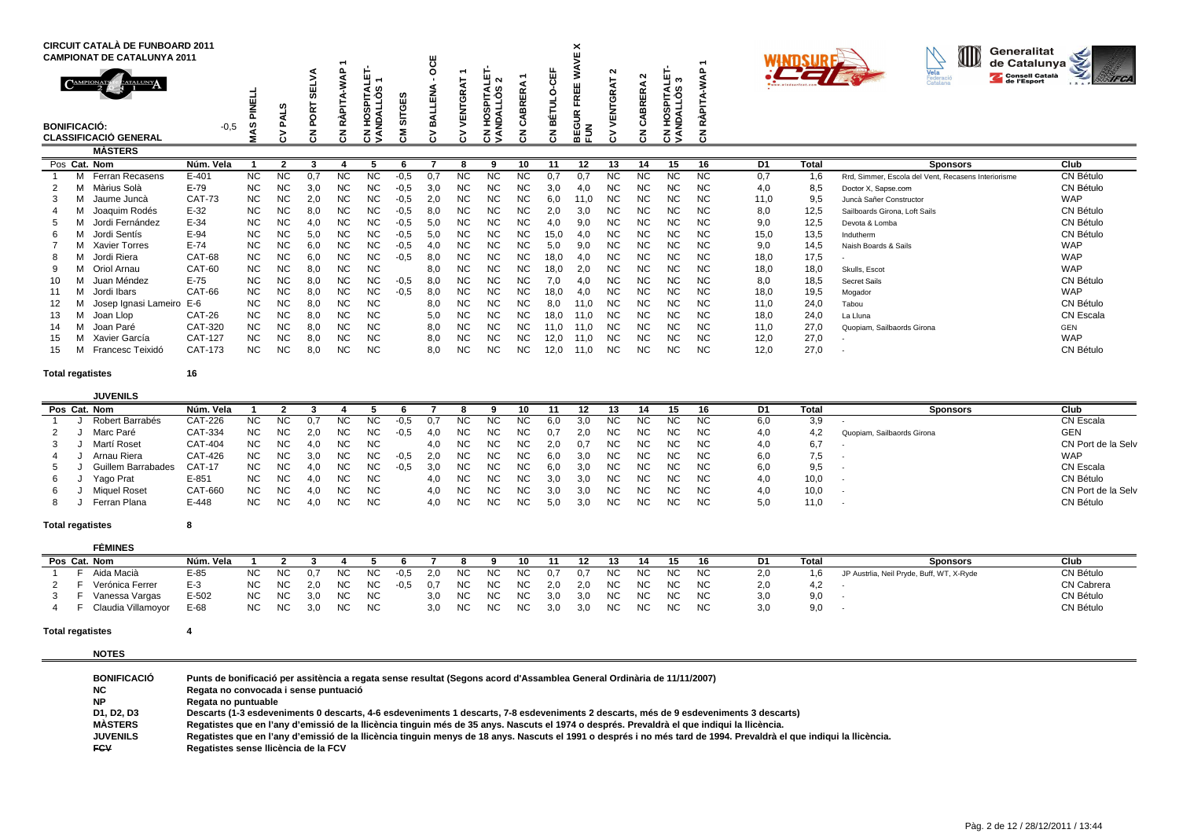**CIRCUIT CATALÀ DE FUNBOARD 2011**
**CAMPIONAT DE CATALUNYA 2011**

**BONIFICACIÓ:** -0,5
**CLASSIFICACIÓ GENERAL**

Columns: 1 MAS PINELL; 2 CV PALS; 3 CN PORT SELVA; 4 CN RÀPITA-WAP 1; 5 CN HOSPITALET-VANDALLÒS 1; 6 CM SITGES; 7 CV BALLENA - OCE; 8 CV VENTGRAT 1; 9 CN HOSPITALET-VANDALLÒS 2; 10 CN CABRERA 1; 11 CN BÉTULO-CEF; 12 BEGUR FREE WAVE X FUN; 13 CV VENTGRAT 2; 14 CN CABRERA 2; 15 CN HOSPITALET-VANDALLÒS 3; 16 CN RÀPITA-WAP 1

## MÀSTERS

| Pos | Cat. | Nom | Núm. Vela | 1 | 2 | 3 | 4 | 5 | 6 | 7 | 8 | 9 | 10 | 11 | 12 | 13 | 14 | 15 | 16 | D1 | Total | Sponsors | Club |
|---|---|---|---|---|---|---|---|---|---|---|---|---|---|---|---|---|---|---|---|---|---|---|---|
| 1 | M | Ferran Recasens | E-401 | NC | NC | 0,7 | NC | NC | -0,5 | 0,7 | NC | NC | NC | 0,7 | 0,7 | NC | NC | NC | NC | 0,7 | 1,6 | Rrd, Simmer, Escola del Vent, Recasens Interiorisme | CN Bétulo |
| 2 | M | Màrius Solà | E-79 | NC | NC | 3,0 | NC | NC | -0,5 | 3,0 | NC | NC | NC | 3,0 | 4,0 | NC | NC | NC | NC | 4,0 | 8,5 | Doctor X, Sapse.com | CN Bétulo |
| 3 | M | Jaume Juncà | CAT-73 | NC | NC | 2,0 | NC | NC | -0,5 | 2,0 | NC | NC | NC | 6,0 | 11,0 | NC | NC | NC | NC | 11,0 | 9,5 | Juncà Sañer Constructor | WAP |
| 4 | M | Joaquim Rodés | E-32 | NC | NC | 8,0 | NC | NC | -0,5 | 8,0 | NC | NC | NC | 2,0 | 3,0 | NC | NC | NC | NC | 8,0 | 12,5 | Sailboards Girona, Loft Sails | CN Bétulo |
| 5 | M | Jordi Fernández | E-34 | NC | NC | 4,0 | NC | NC | -0,5 | 5,0 | NC | NC | NC | 4,0 | 9,0 | NC | NC | NC | NC | 9,0 | 12,5 | Devota & Lomba | CN Bétulo |
| 6 | M | Jordi Sentís | E-94 | NC | NC | 5,0 | NC | NC | -0,5 | 5,0 | NC | NC | NC | 15,0 | 4,0 | NC | NC | NC | NC | 15,0 | 13,5 | Indutherm | CN Bétulo |
| 7 | M | Xavier Torres | E-74 | NC | NC | 6,0 | NC | NC | -0,5 | 4,0 | NC | NC | NC | 5,0 | 9,0 | NC | NC | NC | NC | 9,0 | 14,5 | Naish Boards & Sails | WAP |
| 8 | M | Jordi Riera | CAT-68 | NC | NC | 6,0 | NC | NC | -0,5 | 8,0 | NC | NC | NC | 18,0 | 4,0 | NC | NC | NC | NC | 18,0 | 17,5 | - | WAP |
| 9 | M | Oriol Arnau | CAT-60 | NC | NC | 8,0 | NC | NC | | 8,0 | NC | NC | NC | 18,0 | 2,0 | NC | NC | NC | NC | 18,0 | 18,0 | Skulls, Escot | WAP |
| 10 | M | Juan Méndez | E-75 | NC | NC | 8,0 | NC | NC | -0,5 | 8,0 | NC | NC | NC | 7,0 | 4,0 | NC | NC | NC | NC | 8,0 | 18,5 | Secret Sails | CN Bétulo |
| 11 | M | Jordi Ibars | CAT-66 | NC | NC | 8,0 | NC | NC | -0,5 | 8,0 | NC | NC | NC | 18,0 | 4,0 | NC | NC | NC | NC | 18,0 | 19,5 | Mogador | WAP |
| 12 | M | Josep Ignasi Lameiro | E-6 | NC | NC | 8,0 | NC | NC | | 8,0 | NC | NC | NC | 8,0 | 11,0 | NC | NC | NC | NC | 11,0 | 24,0 | Tabou | CN Bétulo |
| 13 | M | Joan Llop | CAT-26 | NC | NC | 8,0 | NC | NC | | 5,0 | NC | NC | NC | 18,0 | 11,0 | NC | NC | NC | NC | 18,0 | 24,0 | La Lluna | CN Escala |
| 14 | M | Joan Paré | CAT-320 | NC | NC | 8,0 | NC | NC | | 8,0 | NC | NC | NC | 11,0 | 11,0 | NC | NC | NC | NC | 11,0 | 27,0 | Quopiam, Sailbaords Girona | GEN |
| 15 | M | Xavier García | CAT-127 | NC | NC | 8,0 | NC | NC | | 8,0 | NC | NC | NC | 12,0 | 11,0 | NC | NC | NC | NC | 12,0 | 27,0 | - | WAP |
| 15 | M | Francesc Teixidó | CAT-173 | NC | NC | 8,0 | NC | NC | | 8,0 | NC | NC | NC | 12,0 | 11,0 | NC | NC | NC | NC | 12,0 | 27,0 | - | CN Bétulo |

**Total regatistes** 16

## JUVENILS

| Pos | Cat. | Nom | Núm. Vela | 1 | 2 | 3 | 4 | 5 | 6 | 7 | 8 | 9 | 10 | 11 | 12 | 13 | 14 | 15 | 16 | D1 | Total | Sponsors | Club |
|---|---|---|---|---|---|---|---|---|---|---|---|---|---|---|---|---|---|---|---|---|---|---|---|
| 1 | J | Robert Barrabés | CAT-226 | NC | NC | 0,7 | NC | NC | -0,5 | 0,7 | NC | NC | NC | 6,0 | 3,0 | NC | NC | NC | NC | 6,0 | 3,9 | - | CN Escala |
| 2 | J | Marc Paré | CAT-334 | NC | NC | 2,0 | NC | NC | -0,5 | 4,0 | NC | NC | NC | 0,7 | 2,0 | NC | NC | NC | NC | 4,0 | 4,2 | Quopiam, Sailbaords Girona | GEN |
| 3 | J | Martí Roset | CAT-404 | NC | NC | 4,0 | NC | NC | | 4,0 | NC | NC | NC | 2,0 | 0,7 | NC | NC | NC | NC | 4,0 | 6,7 | - | CN Port de la Selv |
| 4 | J | Arnau Riera | CAT-426 | NC | NC | 3,0 | NC | NC | -0,5 | 2,0 | NC | NC | NC | 6,0 | 3,0 | NC | NC | NC | NC | 6,0 | 7,5 | - | WAP |
| 5 | J | Guillem Barrabades | CAT-17 | NC | NC | 4,0 | NC | NC | -0,5 | 3,0 | NC | NC | NC | 6,0 | 3,0 | NC | NC | NC | NC | 6,0 | 9,5 | - | CN Escala |
| 6 | J | Yago Prat | E-851 | NC | NC | 4,0 | NC | NC | | 4,0 | NC | NC | NC | 3,0 | 3,0 | NC | NC | NC | NC | 4,0 | 10,0 | - | CN Bétulo |
| 6 | J | Miquel Roset | CAT-660 | NC | NC | 4,0 | NC | NC | | 4,0 | NC | NC | NC | 3,0 | 3,0 | NC | NC | NC | NC | 4,0 | 10,0 | - | CN Port de la Selv |
| 8 | J | Ferran Plana | E-448 | NC | NC | 4,0 | NC | NC | | 4,0 | NC | NC | NC | 5,0 | 3,0 | NC | NC | NC | NC | 5,0 | 11,0 | - | CN Bétulo |

**Total regatistes** 8

## FÈMINES

| Pos | Cat. | Nom | Núm. Vela | 1 | 2 | 3 | 4 | 5 | 6 | 7 | 8 | 9 | 10 | 11 | 12 | 13 | 14 | 15 | 16 | D1 | Total | Sponsors | Club |
|---|---|---|---|---|---|---|---|---|---|---|---|---|---|---|---|---|---|---|---|---|---|---|---|
| 1 | F | Aida Macià | E-85 | NC | NC | 0,7 | NC | NC | -0,5 | 2,0 | NC | NC | NC | 0,7 | 0,7 | NC | NC | NC | NC | 2,0 | 1,6 | JP Austrlia, Neil Pryde, Buff, WT, X-Ryde | CN Bétulo |
| 2 | F | Verónica Ferrer | E-3 | NC | NC | 2,0 | NC | NC | -0,5 | 0,7 | NC | NC | NC | 2,0 | 2,0 | NC | NC | NC | NC | 2,0 | 4,2 | - | CN Cabrera |
| 3 | F | Vanessa Vargas | E-502 | NC | NC | 3,0 | NC | NC | | 3,0 | NC | NC | NC | 3,0 | 3,0 | NC | NC | NC | NC | 3,0 | 9,0 | - | CN Bétulo |
| 4 | F | Claudia Villamoyor | E-68 | NC | NC | 3,0 | NC | NC | | 3,0 | NC | NC | NC | 3,0 | 3,0 | NC | NC | NC | NC | 3,0 | 9,0 | - | CN Bétulo |

**Total regatistes** 4

## NOTES

| | |
|---|---|
| **BONIFICACIÓ** | **Punts de bonificació per assistència a regata sense resultat (Segons acord d'Assamblea General Ordinària de 11/11/2007)** |
| **NC** | **Regata no convocada i sense puntuació** |
| **NP** | **Regata no puntuable** |
| **D1, D2, D3** | **Descarts (1-3 esdeveniments 0 descarts, 4-6 esdeveniments 1 descarts, 7-8 esdeveniments 2 descarts, més de 9 esdeveniments 3 descarts)** |
| **MÀSTERS** | **Regatistes que en l'any d'emissió de la llicència tinguin més de 35 anys. Nascuts el 1974 o després. Prevaldrà el que indiqui la llicència.** |
| **JUVENILS** | **Regatistes que en l'any d'emissió de la llicència tinguin menys de 18 anys. Nascuts el 1991 o després i no més tard de 1994. Prevaldrà el que indiqui la llicència.** |
| **~~FCV~~** | **Regatistes sense llicència de la FCV** |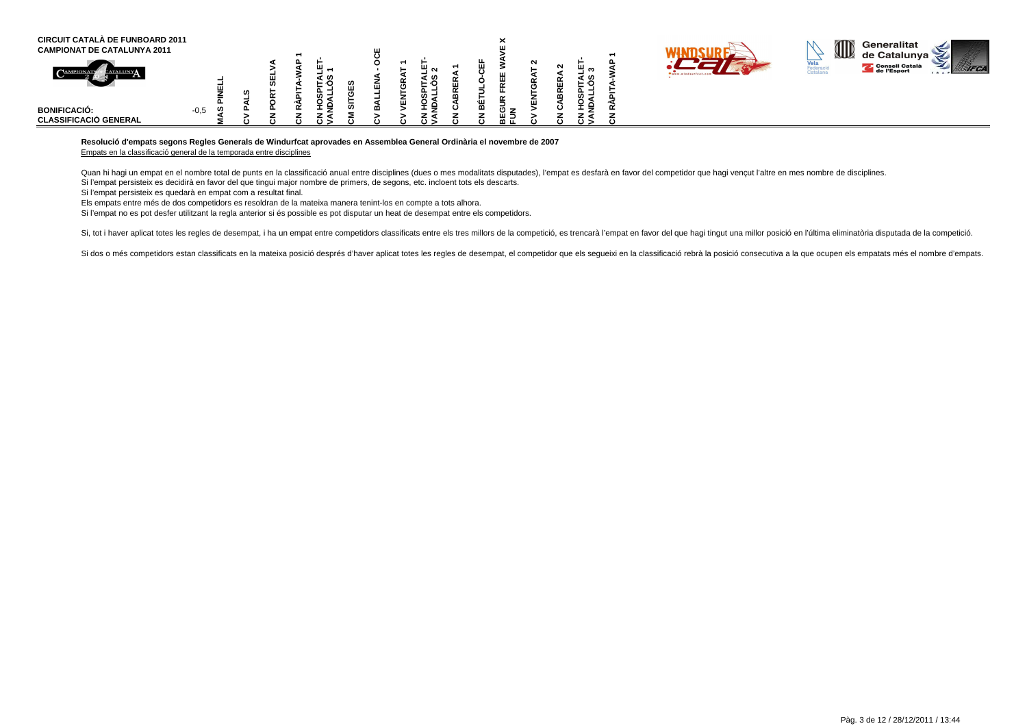**CIRCUIT CATALÀ DE FUNBOARD 2011**
**CAMPIONAT DE CATALUNYA 2011**

| BONIFICACIÓ: CLASSIFICACIÓ GENERAL | -0,5 | MAS PINELL | CV PALS | CN PORT SELVA | CN RÀPITA-WAP 1 | CN HOSPITALET-VANDALLÒS 1 | CM SITGES | CV BALLENA - OCE | CV VENTGRAT 1 | CN HOSPITALET-VANDALLÒS 2 | CN CABRERA 1 | CN BÉTULO-CEF | BEGUR FREE WAVE X FUN | CV VENTGRAT 2 | CN CABRERA 2 | CN HOSPITALET-VANDALLÒS 3 | CN RÀPITA-WAP 1 |
|---|---|---|---|---|---|---|---|---|---|---|---|---|---|---|---|---|---|

**Resolució d'empats segons Regles Generals de Windurfcat aprovades en Assemblea General Ordinària el novembre de 2007**

Empats en la classificació general de la temporada entre disciplines

Quan hi hagi un empat en el nombre total de punts en la classificació anual entre disciplines (dues o mes modalitats disputades), l'empat es desfarà en favor del competidor que hagi vençut l'altre en mes nombre de disciplines.
Si l'empat persisteix es decidirà en favor del que tingui major nombre de primers, de segons, etc. incloent tots els descarts.
Si l'empat persisteix es quedarà en empat com a resultat final.
Els empats entre més de dos competidors es resoldran de la mateixa manera tenint-los en compte a tots alhora.
Si l'empat no es pot desfer utilitzant la regla anterior si és possible es pot disputar un heat de desempat entre els competidors.

Si, tot i haver aplicat totes les regles de desempat, i ha un empat entre competidors classificats entre els tres millors de la competició, es trencarà l'empat en favor del que hagi tingut una millor posició en l'última eliminatòria disputada de la competició.

Si dos o més competidors estan classificats en la mateixa posició després d'haver aplicat totes les regles de desempat, el competidor que els segueixi en la classificació rebrà la posició consecutiva a la que ocupen els empatats més el nombre d'empats.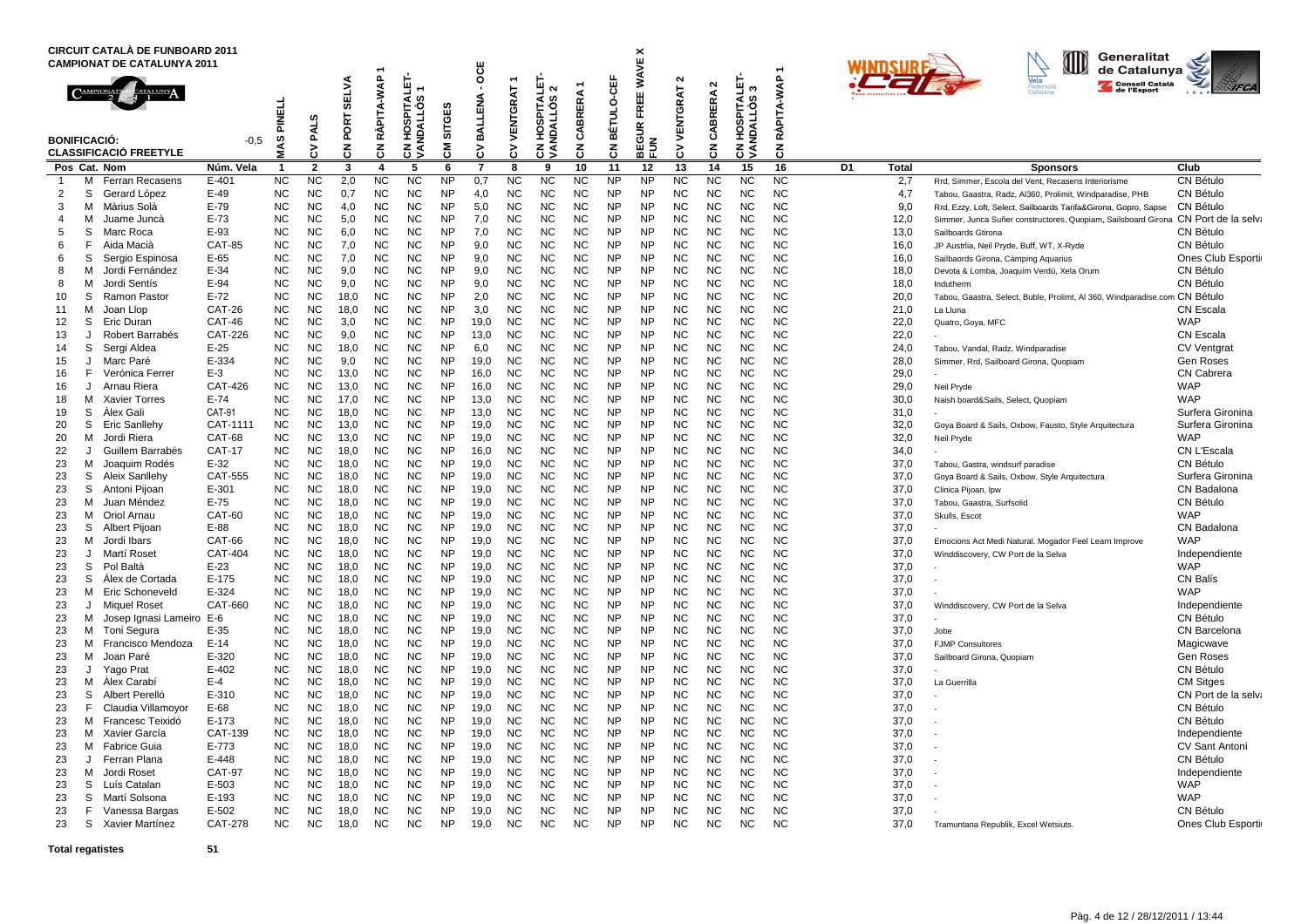**CIRCUIT CATALÀ DE FUNBOARD 2011**
**CAMPIONAT DE CATALUNYA 2011**

**BONIFICACIÓ:** -0,5
**CLASSIFICACIÓ FREETYLE**

| Pos | Cat. | Nom | Núm. Vela | 1 MAS PINELL | 2 CV PALS | 3 CN PORT SELVA | 4 CN RÀPITA-WAP 1 | 5 CN HOSPITALET-VANDALLÒS 1 | 6 CM SITGES | 7 CV BALLENA - OCE | 8 CV VENTGRAT 1 | 9 CN HOSPITALET-VANDALLÒS 2 | 10 CN CABRERA 1 | 11 CN BÉTULO-CEF | 12 BEGUR FREE WAVE X FUN | 13 CV VENTGRAT 2 | 14 CN CABRERA 2 | 15 CN HOSPITALET-VANDALLÒS 3 | 16 CN RÀPITA-WAP 1 | D1 | Total | Sponsors | Club |
|---|---|---|---|---|---|---|---|---|---|---|---|---|---|---|---|---|---|---|---|---|---|---|---|
| 1 | M | Ferran Recasens | E-401 | NC | NC | 2,0 | NC | NC | NP | 0,7 | NC | NC | NC | NP | NP | NC | NC | NC | NC | | 2,7 | Rrd, Simmer, Escola del Vent, Recasens Interiorisme | CN Bétulo |
| 2 | S | Gerard López | E-49 | NC | NC | 0,7 | NC | NC | NP | 4,0 | NC | NC | NC | NP | NP | NC | NC | NC | NC | | 4,7 | Tabou, Gaastra, Radz, AI360, Prolimit, Windparadise, PHB | CN Bétulo |
| 3 | M | Màrius Solà | E-79 | NC | NC | 4,0 | NC | NC | NP | 5,0 | NC | NC | NC | NP | NP | NC | NC | NC | NC | | 9,0 | Rrd, Ezzy, Loft, Select, Sailboards Tarifa&Girona, Gopro, Sapse | CN Bétulo |
| 4 | M | Juame Juncà | E-73 | NC | NC | 5,0 | NC | NC | NP | 7,0 | NC | NC | NC | NP | NP | NC | NC | NC | NC | | 12,0 | Simmer, Junca Suñer constructores, Quopiam, Sailsboard Girona | CN Port de la selva |
| 5 | S | Marc Roca | E-93 | NC | NC | 6,0 | NC | NC | NP | 7,0 | NC | NC | NC | NP | NP | NC | NC | NC | NC | | 13,0 | Sailboards Gtirona | CN Bétulo |
| 6 | F | Aida Macià | CAT-85 | NC | NC | 7,0 | NC | NC | NP | 9,0 | NC | NC | NC | NP | NP | NC | NC | NC | NC | | 16,0 | JP Austrlia, Neil Pryde, Buff, WT, X-Ryde | CN Bétulo |
| 6 | S | Sergio Espinosa | E-65 | NC | NC | 7,0 | NC | NC | NP | 9,0 | NC | NC | NC | NP | NP | NC | NC | NC | NC | | 16,0 | Sailbaords Girona, Càmping Aquarius | Ones Club Esporti |
| 8 | M | Jordi Fernández | E-34 | NC | NC | 9,0 | NC | NC | NP | 9,0 | NC | NC | NC | NP | NP | NC | NC | NC | NC | | 18,0 | Devota & Lomba, Joaquím Verdú, Xela Orum | CN Bétulo |
| 8 | M | Jordi Sentís | E-94 | NC | NC | 9,0 | NC | NC | NP | 9,0 | NC | NC | NC | NP | NP | NC | NC | NC | NC | | 18,0 | Indutherm | CN Bétulo |
| 10 | S | Ramon Pastor | E-72 | NC | NC | 18,0 | NC | NC | NP | 2,0 | NC | NC | NC | NP | NP | NC | NC | NC | NC | | 20,0 | Tabou, Gaastra, Select, Buble, Prolimt, AI 360, Windparadise.com | CN Bétulo |
| 11 | M | Joan Llop | CAT-26 | NC | NC | 18,0 | NC | NC | NP | 3,0 | NC | NC | NC | NP | NP | NC | NC | NC | NC | | 21,0 | La Lluna | CN Escala |
| 12 | S | Eric Duran | CAT-46 | NC | NC | 3,0 | NC | NC | NP | 19,0 | NC | NC | NC | NP | NP | NC | NC | NC | NC | | 22,0 | Quatro, Goya, MFC | WAP |
| 13 | J | Robert Barrabés | CAT-226 | NC | NC | 9,0 | NC | NC | NP | 13,0 | NC | NC | NC | NP | NP | NC | NC | NC | NC | | 22,0 | - | CN Escala |
| 14 | S | Sergi Aldea | E-25 | NC | NC | 18,0 | NC | NC | NP | 6,0 | NC | NC | NC | NP | NP | NC | NC | NC | NC | | 24,0 | Tabou, Vandal, Radz, Windparadise | CV Ventgrat |
| 15 | J | Marc Paré | E-334 | NC | NC | 9,0 | NC | NC | NP | 19,0 | NC | NC | NC | NP | NP | NC | NC | NC | NC | | 28,0 | Simmer, Rrd, Sailboard Girona, Quopiam | Gen Roses |
| 16 | F | Verónica Ferrer | E-3 | NC | NC | 13,0 | NC | NC | NP | 16,0 | NC | NC | NC | NP | NP | NC | NC | NC | NC | | 29,0 | - | CN Cabrera |
| 16 | J | Arnau Riera | CAT-426 | NC | NC | 13,0 | NC | NC | NP | 16,0 | NC | NC | NC | NP | NP | NC | NC | NC | NC | | 29,0 | Neil Pryde | WAP |
| 18 | M | Xavier Torres | E-74 | NC | NC | 17,0 | NC | NC | NP | 13,0 | NC | NC | NC | NP | NP | NC | NC | NC | NC | | 30,0 | Naish board&Sails, Select, Quopiam | WAP |
| 19 | S | Àlex Gali | CAT-91 | NC | NC | 18,0 | NC | NC | NP | 13,0 | NC | NC | NC | NP | NP | NC | NC | NC | NC | | 31,0 | - | Surfera Gironina |
| 20 | S | Eric Sanllehy | CAT-1111 | NC | NC | 13,0 | NC | NC | NP | 19,0 | NC | NC | NC | NP | NP | NC | NC | NC | NC | | 32,0 | Goya Board & Sails, Oxbow, Fausto, Style Arquitectura | Surfera Gironina |
| 20 | M | Jordi Riera | CAT-68 | NC | NC | 13,0 | NC | NC | NP | 19,0 | NC | NC | NC | NP | NP | NC | NC | NC | NC | | 32,0 | Neil Pryde | WAP |
| 22 | J | Guillem Barrabés | CAT-17 | NC | NC | 18,0 | NC | NC | NP | 16,0 | NC | NC | NC | NP | NP | NC | NC | NC | NC | | 34,0 | - | CN L'Escala |
| 23 | M | Joaquim Rodés | E-32 | NC | NC | 18,0 | NC | NC | NP | 19,0 | NC | NC | NC | NP | NP | NC | NC | NC | NC | | 37,0 | Tabou, Gastra, windsurf paradise | CN Bétulo |
| 23 | S | Aleix Sanllehy | CAT-555 | NC | NC | 18,0 | NC | NC | NP | 19,0 | NC | NC | NC | NP | NP | NC | NC | NC | NC | | 37,0 | Goya Board & Sails, Oxbow, Style Arquitectura | Surfera Gironina |
| 23 | S | Antoni Pijoan | E-301 | NC | NC | 18,0 | NC | NC | NP | 19,0 | NC | NC | NC | NP | NP | NC | NC | NC | NC | | 37,0 | Clinica Pijoan, Ipw | CN Badalona |
| 23 | M | Juan Méndez | E-75 | NC | NC | 18,0 | NC | NC | NP | 19,0 | NC | NC | NC | NP | NP | NC | NC | NC | NC | | 37,0 | Tabou, Gaastra, Surfsolid | CN Bétulo |
| 23 | M | Oriol Arnau | CAT-60 | NC | NC | 18,0 | NC | NC | NP | 19,0 | NC | NC | NC | NP | NP | NC | NC | NC | NC | | 37,0 | Skulls, Escot | WAP |
| 23 | S | Albert Pijoan | E-88 | NC | NC | 18,0 | NC | NC | NP | 19,0 | NC | NC | NC | NP | NP | NC | NC | NC | NC | | 37,0 | - | CN Badalona |
| 23 | M | Jordi Ibars | CAT-66 | NC | NC | 18,0 | NC | NC | NP | 19,0 | NC | NC | NC | NP | NP | NC | NC | NC | NC | | 37,0 | Emocions Act Medi Natural. Mogador Feel Learn Improve | WAP |
| 23 | J | Martí Roset | CAT-404 | NC | NC | 18,0 | NC | NC | NP | 19,0 | NC | NC | NC | NP | NP | NC | NC | NC | NC | | 37,0 | Winddiscovery, CW Port de la Selva | Independiente |
| 23 | S | Pol Baltà | E-23 | NC | NC | 18,0 | NC | NC | NP | 19,0 | NC | NC | NC | NP | NP | NC | NC | NC | NC | | 37,0 | - | WAP |
| 23 | S | Álex de Cortada | E-175 | NC | NC | 18,0 | NC | NC | NP | 19,0 | NC | NC | NC | NP | NP | NC | NC | NC | NC | | 37,0 | - | CN Balís |
| 23 | M | Eric Schoneveld | E-324 | NC | NC | 18,0 | NC | NC | NP | 19,0 | NC | NC | NC | NP | NP | NC | NC | NC | NC | | 37,0 | - | WAP |
| 23 | J | Miquel Roset | CAT-660 | NC | NC | 18,0 | NC | NC | NP | 19,0 | NC | NC | NC | NP | NP | NC | NC | NC | NC | | 37,0 | Winddiscovery, CW Port de la Selva | Independiente |
| 23 | M | Josep Ignasi Lameiro | E-6 | NC | NC | 18,0 | NC | NC | NP | 19,0 | NC | NC | NC | NP | NP | NC | NC | NC | NC | | 37,0 | - | CN Bétulo |
| 23 | M | Toni Segura | E-35 | NC | NC | 18,0 | NC | NC | NP | 19,0 | NC | NC | NC | NP | NP | NC | NC | NC | NC | | 37,0 | Jobe | CN Barcelona |
| 23 | M | Francisco Mendoza | E-14 | NC | NC | 18,0 | NC | NC | NP | 19,0 | NC | NC | NC | NP | NP | NC | NC | NC | NC | | 37,0 | FJMP Consultores | Magicwave |
| 23 | M | Joan Paré | E-320 | NC | NC | 18,0 | NC | NC | NP | 19,0 | NC | NC | NC | NP | NP | NC | NC | NC | NC | | 37,0 | Sailboard Girona, Quopiam | Gen Roses |
| 23 | J | Yago Prat | E-402 | NC | NC | 18,0 | NC | NC | NP | 19,0 | NC | NC | NC | NP | NP | NC | NC | NC | NC | | 37,0 | - | CN Bétulo |
| 23 | M | Àlex Carabí | E-4 | NC | NC | 18,0 | NC | NC | NP | 19,0 | NC | NC | NC | NP | NP | NC | NC | NC | NC | | 37,0 | La Guerrilla | CM Sitges |
| 23 | S | Albert Perelló | E-310 | NC | NC | 18,0 | NC | NC | NP | 19,0 | NC | NC | NC | NP | NP | NC | NC | NC | NC | | 37,0 | - | CN Port de la selva |
| 23 | F | Claudia Villamoyor | E-68 | NC | NC | 18,0 | NC | NC | NP | 19,0 | NC | NC | NC | NP | NP | NC | NC | NC | NC | | 37,0 | - | CN Bétulo |
| 23 | M | Francesc Teixidó | E-173 | NC | NC | 18,0 | NC | NC | NP | 19,0 | NC | NC | NC | NP | NP | NC | NC | NC | NC | | 37,0 | - | CN Bétulo |
| 23 | M | Xavier García | CAT-139 | NC | NC | 18,0 | NC | NC | NP | 19,0 | NC | NC | NC | NP | NP | NC | NC | NC | NC | | 37,0 | - | Independiente |
| 23 | M | Fabrice Guia | E-773 | NC | NC | 18,0 | NC | NC | NP | 19,0 | NC | NC | NC | NP | NP | NC | NC | NC | NC | | 37,0 | - | CV Sant Antoni |
| 23 | J | Ferran Plana | E-448 | NC | NC | 18,0 | NC | NC | NP | 19,0 | NC | NC | NC | NP | NP | NC | NC | NC | NC | | 37,0 | - | CN Bétulo |
| 23 | M | Jordi Roset | CAT-97 | NC | NC | 18,0 | NC | NC | NP | 19,0 | NC | NC | NC | NP | NP | NC | NC | NC | NC | | 37,0 | - | Independiente |
| 23 | S | Luís Catalan | E-503 | NC | NC | 18,0 | NC | NC | NP | 19,0 | NC | NC | NC | NP | NP | NC | NC | NC | NC | | 37,0 | - | WAP |
| 23 | S | Martí Solsona | E-193 | NC | NC | 18,0 | NC | NC | NP | 19,0 | NC | NC | NC | NP | NP | NC | NC | NC | NC | | 37,0 | - | WAP |
| 23 | F | Vanessa Bargas | E-502 | NC | NC | 18,0 | NC | NC | NP | 19,0 | NC | NC | NC | NP | NP | NC | NC | NC | NC | | 37,0 | - | CN Bétulo |
| 23 | S | Xavier Martínez | CAT-278 | NC | NC | 18,0 | NC | NC | NP | 19,0 | NC | NC | NC | NP | NP | NC | NC | NC | NC | | 37,0 | Tramuntana Republik, Excel Wetsiuts. | Ones Club Esporti |

**Total regatistes** 51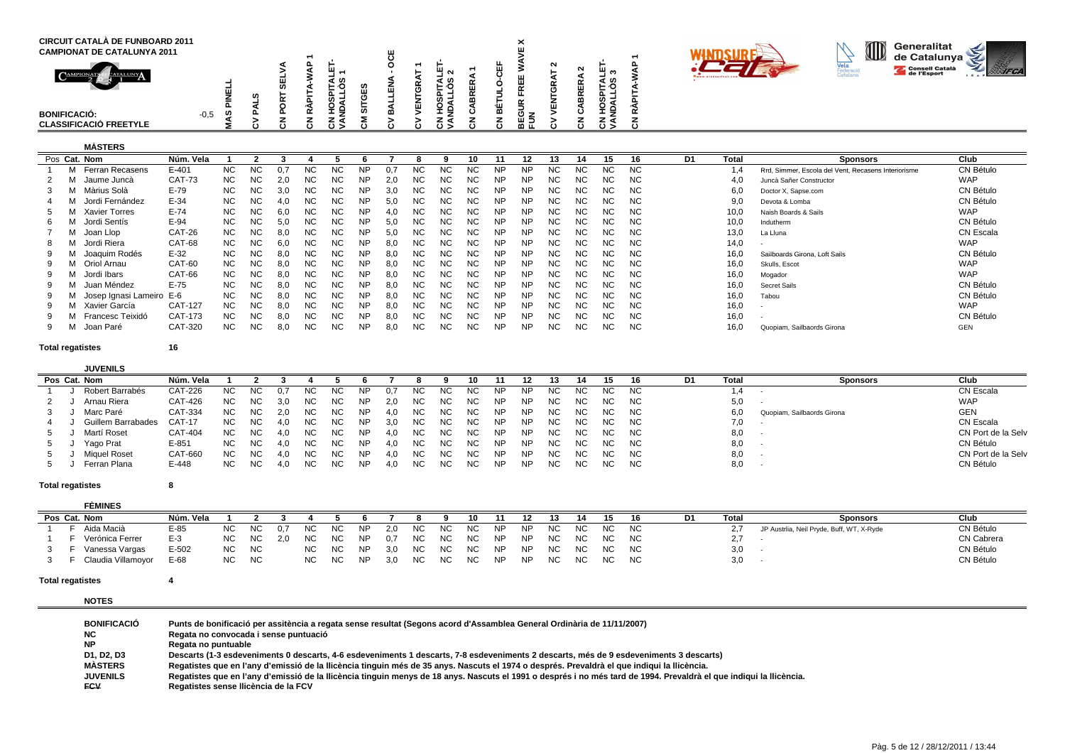# CIRCUIT CATALÀ DE FUNBOARD 2011
## CAMPIONAT DE CATALUNYA 2011

**BONIFICACIÓ:** -0,5
**CLASSIFICACIÓ FREETYLE**

Regates: 1 MAS PINELL · 2 CV PALS · 3 CN PORT SELVA · 4 CN RÀPITA-WAP 1 · 5 CN HOSPITALET-VANDALLÒS 1 · 6 CM SITGES · 7 CV BALLENA - OCE · 8 CV VENTGRAT 1 · 9 CN HOSPITALET-VANDALLÒS 2 · 10 CN CABRERA 1 · 11 CN BÉTULO-CEF · 12 BEGUR FREE WAVE X FUN · 13 CV VENTGRAT 2 · 14 CN CABRERA 2 · 15 CN HOSPITALET-VANDALLÒS 3 · 16 CN RÀPITA-WAP 1

### MÀSTERS

| Pos | Cat. | Nom | Núm. Vela | 1 | 2 | 3 | 4 | 5 | 6 | 7 | 8 | 9 | 10 | 11 | 12 | 13 | 14 | 15 | 16 | D1 | Total | Sponsors | Club |
|---|---|---|---|---|---|---|---|---|---|---|---|---|---|---|---|---|---|---|---|---|---|---|---|
| 1 | M | Ferran Recasens | E-401 | NC | NC | 0,7 | NC | NC | NP | 0,7 | NC | NC | NC | NP | NP | NC | NC | NC | NC | | 1,4 | Rrd, Simmer, Escola del Vent, Recasens Interiorisme | CN Bétulo |
| 2 | M | Jaume Juncà | CAT-73 | NC | NC | 2,0 | NC | NC | NP | 2,0 | NC | NC | NC | NP | NP | NC | NC | NC | NC | | 4,0 | Juncà Sañer Constructor | WAP |
| 3 | M | Màrius Solà | E-79 | NC | NC | 3,0 | NC | NC | NP | 3,0 | NC | NC | NC | NP | NP | NC | NC | NC | NC | | 6,0 | Doctor X, Sapse.com | CN Bétulo |
| 4 | M | Jordi Fernández | E-34 | NC | NC | 4,0 | NC | NC | NP | 5,0 | NC | NC | NC | NP | NP | NC | NC | NC | NC | | 9,0 | Devota & Lomba | CN Bétulo |
| 5 | M | Xavier Torres | E-74 | NC | NC | 6,0 | NC | NC | NP | 4,0 | NC | NC | NC | NP | NP | NC | NC | NC | NC | | 10,0 | Naish Boards & Sails | WAP |
| 6 | M | Jordi Sentís | E-94 | NC | NC | 5,0 | NC | NC | NP | 5,0 | NC | NC | NC | NP | NP | NC | NC | NC | NC | | 10,0 | Indutherm | CN Bétulo |
| 7 | M | Joan Llop | CAT-26 | NC | NC | 8,0 | NC | NC | NP | 5,0 | NC | NC | NC | NP | NP | NC | NC | NC | NC | | 13,0 | La Lluna | CN Escala |
| 8 | M | Jordi Riera | CAT-68 | NC | NC | 6,0 | NC | NC | NP | 8,0 | NC | NC | NC | NP | NP | NC | NC | NC | NC | | 14,0 | - | WAP |
| 9 | M | Joaquim Rodés | E-32 | NC | NC | 8,0 | NC | NC | NP | 8,0 | NC | NC | NC | NP | NP | NC | NC | NC | NC | | 16,0 | Sailboards Girona, Loft Sails | CN Bétulo |
| 9 | M | Oriol Arnau | CAT-60 | NC | NC | 8,0 | NC | NC | NP | 8,0 | NC | NC | NC | NP | NP | NC | NC | NC | NC | | 16,0 | Skulls, Escot | WAP |
| 9 | M | Jordi Ibars | CAT-66 | NC | NC | 8,0 | NC | NC | NP | 8,0 | NC | NC | NC | NP | NP | NC | NC | NC | NC | | 16,0 | Mogador | WAP |
| 9 | M | Juan Méndez | E-75 | NC | NC | 8,0 | NC | NC | NP | 8,0 | NC | NC | NC | NP | NP | NC | NC | NC | NC | | 16,0 | Secret Sails | CN Bétulo |
| 9 | M | Josep Ignasi Lameiro | E-6 | NC | NC | 8,0 | NC | NC | NP | 8,0 | NC | NC | NC | NP | NP | NC | NC | NC | NC | | 16,0 | Tabou | CN Bétulo |
| 9 | M | Xavier García | CAT-127 | NC | NC | 8,0 | NC | NC | NP | 8,0 | NC | NC | NC | NP | NP | NC | NC | NC | NC | | 16,0 | - | WAP |
| 9 | M | Francesc Teixidó | CAT-173 | NC | NC | 8,0 | NC | NC | NP | 8,0 | NC | NC | NC | NP | NP | NC | NC | NC | NC | | 16,0 | - | CN Bétulo |
| 9 | M | Joan Paré | CAT-320 | NC | NC | 8,0 | NC | NC | NP | 8,0 | NC | NC | NC | NP | NP | NC | NC | NC | NC | | 16,0 | Quopiam, Sailbaords Girona | GEN |

**Total regatistes** 16

### JUVENILS

| Pos | Cat. | Nom | Núm. Vela | 1 | 2 | 3 | 4 | 5 | 6 | 7 | 8 | 9 | 10 | 11 | 12 | 13 | 14 | 15 | 16 | D1 | Total | Sponsors | Club |
|---|---|---|---|---|---|---|---|---|---|---|---|---|---|---|---|---|---|---|---|---|---|---|---|
| 1 | J | Robert Barrabés | CAT-226 | NC | NC | 0,7 | NC | NC | NP | 0,7 | NC | NC | NC | NP | NP | NC | NC | NC | NC | | 1,4 | - | CN Escala |
| 2 | J | Arnau Riera | CAT-426 | NC | NC | 3,0 | NC | NC | NP | 2,0 | NC | NC | NC | NP | NP | NC | NC | NC | NC | | 5,0 | - | WAP |
| 3 | J | Marc Paré | CAT-334 | NC | NC | 2,0 | NC | NC | NP | 4,0 | NC | NC | NC | NP | NP | NC | NC | NC | NC | | 6,0 | Quopiam, Sailbaords Girona | GEN |
| 4 | J | Guillem Barrabades | CAT-17 | NC | NC | 4,0 | NC | NC | NP | 3,0 | NC | NC | NC | NP | NP | NC | NC | NC | NC | | 7,0 | - | CN Escala |
| 5 | J | Martí Roset | CAT-404 | NC | NC | 4,0 | NC | NC | NP | 4,0 | NC | NC | NC | NP | NP | NC | NC | NC | NC | | 8,0 | - | CN Port de la Selv |
| 5 | J | Yago Prat | E-851 | NC | NC | 4,0 | NC | NC | NP | 4,0 | NC | NC | NC | NP | NP | NC | NC | NC | NC | | 8,0 | - | CN Bétulo |
| 5 | J | Miquel Roset | CAT-660 | NC | NC | 4,0 | NC | NC | NP | 4,0 | NC | NC | NC | NP | NP | NC | NC | NC | NC | | 8,0 | - | CN Port de la Selv |
| 5 | J | Ferran Plana | E-448 | NC | NC | 4,0 | NC | NC | NP | 4,0 | NC | NC | NC | NP | NP | NC | NC | NC | NC | | 8,0 | - | CN Bétulo |

**Total regatistes** 8

### FÈMINES

| Pos | Cat. | Nom | Núm. Vela | 1 | 2 | 3 | 4 | 5 | 6 | 7 | 8 | 9 | 10 | 11 | 12 | 13 | 14 | 15 | 16 | D1 | Total | Sponsors | Club |
|---|---|---|---|---|---|---|---|---|---|---|---|---|---|---|---|---|---|---|---|---|---|---|---|
| 1 | F | Aida Macià | E-85 | NC | NC | 0,7 | NC | NC | NP | 2,0 | NC | NC | NC | NP | NP | NC | NC | NC | NC | | 2,7 | JP Austrlia, Neil Pryde, Buff, WT, X-Ryde | CN Bétulo |
| 1 | F | Verónica Ferrer | E-3 | NC | NC | 2,0 | NC | NC | NP | 0,7 | NC | NC | NC | NP | NP | NC | NC | NC | NC | | 2,7 | - | CN Cabrera |
| 3 | F | Vanessa Vargas | E-502 | NC | NC | | NC | NC | NP | 3,0 | NC | NC | NC | NP | NP | NC | NC | NC | NC | | 3,0 | - | CN Bétulo |
| 3 | F | Claudia Villamoyor | E-68 | NC | NC | | NC | NC | NP | 3,0 | NC | NC | NC | NP | NP | NC | NC | NC | NC | | 3,0 | - | CN Bétulo |

**Total regatistes** 4

### NOTES

| | |
|---|---|
| **BONIFICACIÓ** | **Punts de bonificació per assitència a regata sense resultat (Segons acord d'Assamblea General Ordinària de 11/11/2007)** |
| **NC** | **Regata no convocada i sense puntuació** |
| **NP** | **Regata no puntuable** |
| **D1, D2, D3** | **Descarts (1-3 esdeveniments 0 descarts, 4-6 esdeveniments 1 descarts, 7-8 esdeveniments 2 descarts, més de 9 esdeveniments 3 descarts)** |
| **MÀSTERS** | **Regatistes que en l'any d'emissió de la llicència tinguin més de 35 anys. Nascuts el 1974 o després. Prevaldrà el que indiqui la llicència.** |
| **JUVENILS** | **Regatistes que en l'any d'emissió de la llicència tinguin menys de 18 anys. Nascuts el 1991 o després i no més tard de 1994. Prevaldrà el que indiqui la llicència.** |
| **FCV** | **Regatistes sense llicència de la FCV** |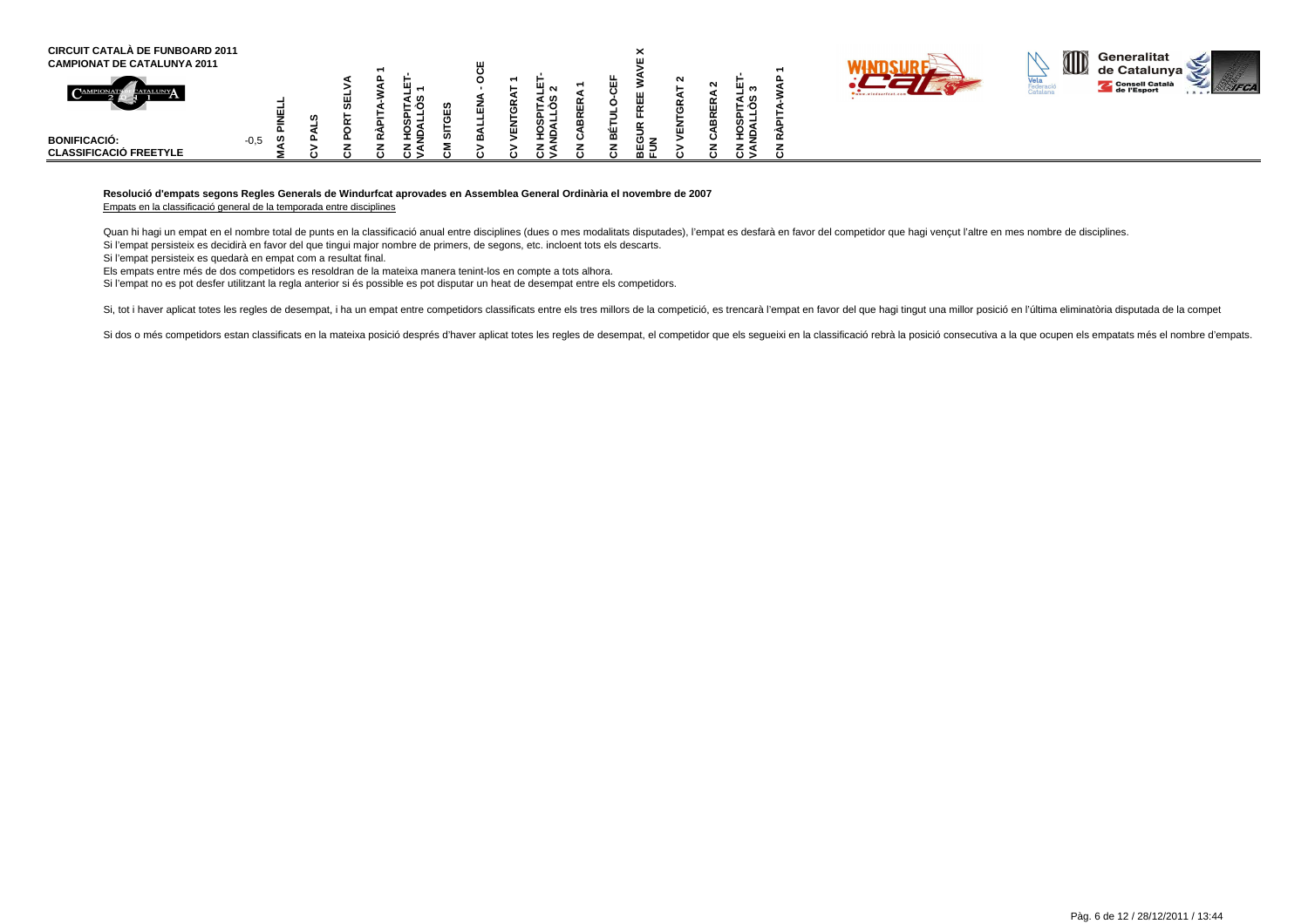**CIRCUIT CATALÀ DE FUNBOARD 2011**
**CAMPIONAT DE CATALUNYA 2011**

| BONIFICACIÓ: -0,5 | MAS PINELL | CV PALS | CN PORT SELVA | CN RÀPITA-WAP 1 | CN HOSPITALET-VANDALLÒS 1 | CM SITGES | CV BALLENA - OCE | CV VENTGRAT 1 | CN HOSPITALET-VANDALLÒS 2 | CN CABRERA 1 | CN BÉTULO-CEF | BEGUR FREE WAVE X FUN | CV VENTGRAT 2 | CN CABRERA 2 | CN HOSPITALET-VANDALLÒS 3 | CN RÀPITA-WAP 1 |
|---|---|---|---|---|---|---|---|---|---|---|---|---|---|---|---|---|
| **CLASSIFICACIÓ FREETYLE** | | | | | | | | | | | | | | | | |

**Resolució d'empats segons Regles Generals de Windurfcat aprovades en Assemblea General Ordinària el novembre de 2007**

Empats en la classificació general de la temporada entre disciplines

Quan hi hagi un empat en el nombre total de punts en la classificació anual entre disciplines (dues o mes modalitats disputades), l'empat es desfarà en favor del competidor que hagi vençut l'altre en mes nombre de disciplines.
Si l'empat persisteix es decidirà en favor del que tingui major nombre de primers, de segons, etc. incloent tots els descarts.
Si l'empat persisteix es quedarà en empat com a resultat final.
Els empats entre més de dos competidors es resoldran de la mateixa manera tenint-los en compte a tots alhora.
Si l'empat no es pot desfer utilitzant la regla anterior si és possible es pot disputar un heat de desempat entre els competidors.

Si, tot i haver aplicat totes les regles de desempat, i ha un empat entre competidors classificats entre els tres millors de la competició, es trencarà l'empat en favor del que hagi tingut una millor posició en l'última eliminatòria disputada de la compet

Si dos o més competidors estan classificats en la mateixa posició després d'haver aplicat totes les regles de desempat, el competidor que els segueixi en la classificació rebrà la posició consecutiva a la que ocupen els empatats més el nombre d'empats.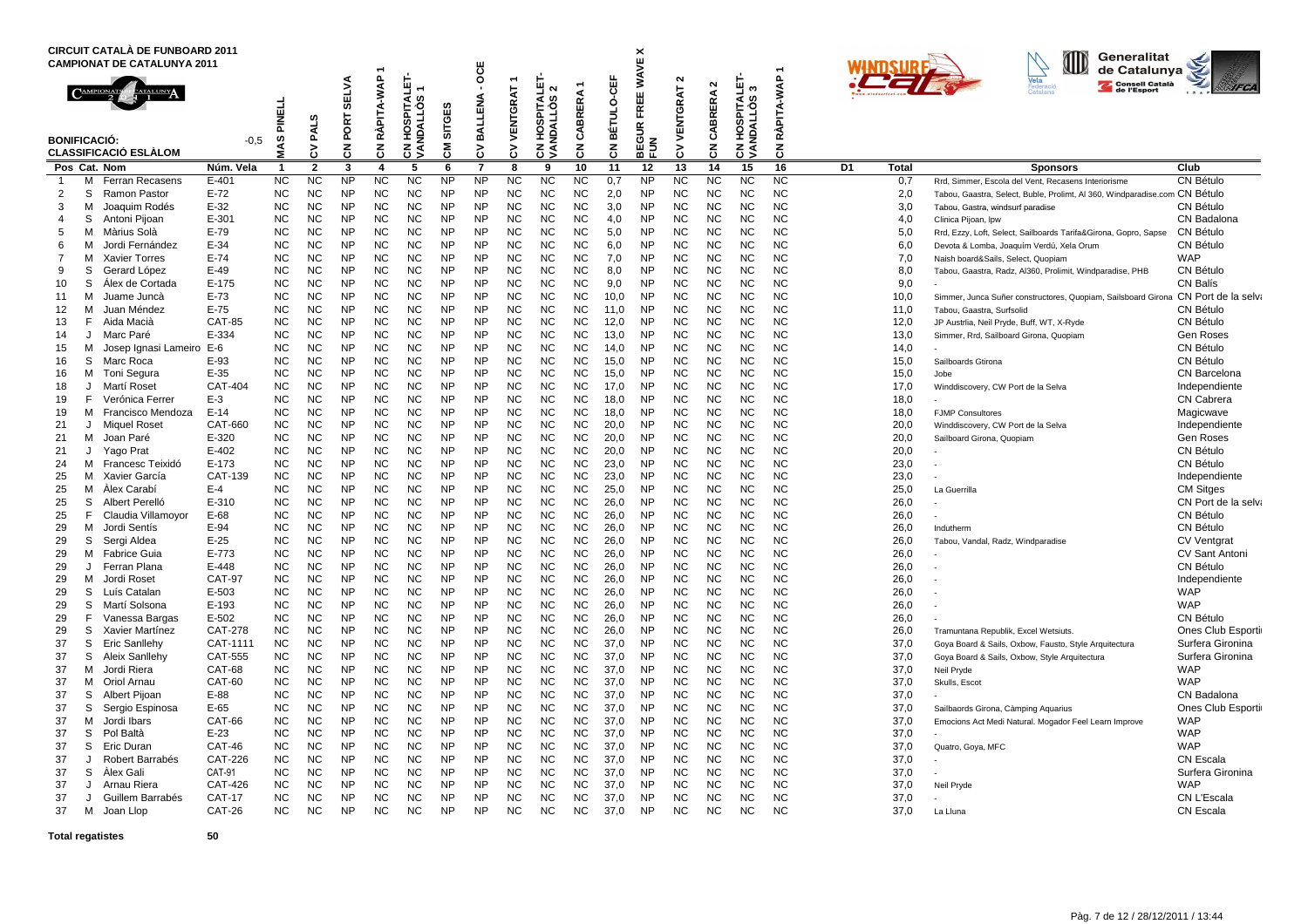**CIRCUIT CATALÀ DE FUNBOARD 2011**
**CAMPIONAT DE CATALUNYA 2011**

**BONIFICACIÓ:** -0,5
**CLASSIFICACIÓ ESLÀLOM**

| Pos | Cat. | Nom | Núm. Vela | 1 MAS PINELL | 2 CV PALS | 3 CN PORT SELVA | 4 CN RÀPITA-WAP 1 | 5 CN HOSPITALET-VANDALLÒS 1 | 6 CM SITGES | 7 CV BALLENA - OCE | 8 CV VENTGRAT 1 | 9 CN HOSPITALET-VANDALLÒS 2 | 10 CN CABRERA 1 | 11 CN BÉTULO-CEF | 12 BEGUR FREE WAVE X FUN | 13 CV VENTGRAT 2 | 14 CN CABRERA 2 | 15 CN HOSPITALET-VANDALLÒS 3 | 16 CN RÀPITA-WAP 1 | D1 | Total | Sponsors | Club |
|---|---|---|---|---|---|---|---|---|---|---|---|---|---|---|---|---|---|---|---|---|---|---|---|
| 1 | M | Ferran Recasens | E-401 | NC | NC | NP | NC | NC | NP | NP | NC | NC | NC | 0,7 | NP | NC | NC | NC | NC | | 0,7 | Rrd, Simmer, Escola del Vent, Recasens Interiorisme | CN Bétulo |
| 2 | S | Ramon Pastor | E-72 | NC | NC | NP | NC | NC | NP | NP | NC | NC | NC | 2,0 | NP | NC | NC | NC | NC | | 2,0 | Tabou, Gaastra, Select, Buble, Prolimt, Al 360, Windparadise.com | CN Bétulo |
| 3 | M | Joaquim Rodés | E-32 | NC | NC | NP | NC | NC | NP | NP | NC | NC | NC | 3,0 | NP | NC | NC | NC | NC | | 3,0 | Tabou, Gastra, windsurf paradise | CN Bétulo |
| 4 | S | Antoni Pijoan | E-301 | NC | NC | NP | NC | NC | NP | NP | NC | NC | NC | 4,0 | NP | NC | NC | NC | NC | | 4,0 | Clinica Pijoan, Ipw | CN Badalona |
| 5 | M | Màrius Solà | E-79 | NC | NC | NP | NC | NC | NP | NP | NC | NC | NC | 5,0 | NP | NC | NC | NC | NC | | 5,0 | Rrd, Ezzy, Loft, Select, Sailboards Tarifa&Girona, Gopro, Sapse | CN Bétulo |
| 6 | M | Jordi Fernández | E-34 | NC | NC | NP | NC | NC | NP | NP | NC | NC | NC | 6,0 | NP | NC | NC | NC | NC | | 6,0 | Devota & Lomba, Joaquím Verdú, Xela Orum | CN Bétulo |
| 7 | M | Xavier Torres | E-74 | NC | NC | NP | NC | NC | NP | NP | NC | NC | NC | 7,0 | NP | NC | NC | NC | NC | | 7,0 | Naish board&Sails, Select, Quopiam | WAP |
| 9 | S | Gerard López | E-49 | NC | NC | NP | NC | NC | NP | NP | NC | NC | NC | 8,0 | NP | NC | NC | NC | NC | | 8,0 | Tabou, Gaastra, Radz, Al360, Prolimit, Windparadise, PHB | CN Bétulo |
| 10 | S | Álex de Cortada | E-175 | NC | NC | NP | NC | NC | NP | NP | NC | NC | NC | 9,0 | NP | NC | NC | NC | NC | | 9,0 | - | CN Balís |
| 11 | M | Juame Juncà | E-73 | NC | NC | NP | NC | NC | NP | NP | NC | NC | NC | 10,0 | NP | NC | NC | NC | NC | | 10,0 | Simmer, Junca Suñer constructores, Quopiam, Sailsboard Girona | CN Port de la selva |
| 12 | M | Juan Méndez | E-75 | NC | NC | NP | NC | NC | NP | NP | NC | NC | NC | 11,0 | NP | NC | NC | NC | NC | | 11,0 | Tabou, Gaastra, Surfsolid | CN Bétulo |
| 13 | F | Aida Macià | CAT-85 | NC | NC | NP | NC | NC | NP | NP | NC | NC | NC | 12,0 | NP | NC | NC | NC | NC | | 12,0 | JP Austrlia, Neil Pryde, Buff, WT, X-Ryde | CN Bétulo |
| 14 | J | Marc Paré | E-334 | NC | NC | NP | NC | NC | NP | NP | NC | NC | NC | 13,0 | NP | NC | NC | NC | NC | | 13,0 | Simmer, Rrd, Sailboard Girona, Quopiam | Gen Roses |
| 15 | M | Josep Ignasi Lameiro | E-6 | NC | NC | NP | NC | NC | NP | NP | NC | NC | NC | 14,0 | NP | NC | NC | NC | NC | | 14,0 | - | CN Bétulo |
| 16 | S | Marc Roca | E-93 | NC | NC | NP | NC | NC | NP | NP | NC | NC | NC | 15,0 | NP | NC | NC | NC | NC | | 15,0 | Sailboards Gtirona | CN Bétulo |
| 16 | M | Toni Segura | E-35 | NC | NC | NP | NC | NC | NP | NP | NC | NC | NC | 15,0 | NP | NC | NC | NC | NC | | 15,0 | Jobe | CN Barcelona |
| 18 | J | Martí Roset | CAT-404 | NC | NC | NP | NC | NC | NP | NP | NC | NC | NC | 17,0 | NP | NC | NC | NC | NC | | 17,0 | Winddiscovery, CW Port de la Selva | Independiente |
| 19 | F | Verónica Ferrer | E-3 | NC | NC | NP | NC | NC | NP | NP | NC | NC | NC | 18,0 | NP | NC | NC | NC | NC | | 18,0 | - | CN Cabrera |
| 19 | M | Francisco Mendoza | E-14 | NC | NC | NP | NC | NC | NP | NP | NC | NC | NC | 18,0 | NP | NC | NC | NC | NC | | 18,0 | FJMP Consultores | Magicwave |
| 21 | J | Miquel Roset | CAT-660 | NC | NC | NP | NC | NC | NP | NP | NC | NC | NC | 20,0 | NP | NC | NC | NC | NC | | 20,0 | Winddiscovery, CW Port de la Selva | Independiente |
| 21 | M | Joan Paré | E-320 | NC | NC | NP | NC | NC | NP | NP | NC | NC | NC | 20,0 | NP | NC | NC | NC | NC | | 20,0 | Sailboard Girona, Quopiam | Gen Roses |
| 21 | J | Yago Prat | E-402 | NC | NC | NP | NC | NC | NP | NP | NC | NC | NC | 20,0 | NP | NC | NC | NC | NC | | 20,0 | - | CN Bétulo |
| 24 | M | Francesc Teixidó | E-173 | NC | NC | NP | NC | NC | NP | NP | NC | NC | NC | 23,0 | NP | NC | NC | NC | NC | | 23,0 | - | CN Bétulo |
| 25 | M | Xavier García | CAT-139 | NC | NC | NP | NC | NC | NP | NP | NC | NC | NC | 23,0 | NP | NC | NC | NC | NC | | 23,0 | - | Independiente |
| 25 | M | Álex Carabí | E-4 | NC | NC | NP | NC | NC | NP | NP | NC | NC | NC | 25,0 | NP | NC | NC | NC | NC | | 25,0 | La Guerrilla | CM Sitges |
| 25 | S | Albert Perelló | E-310 | NC | NC | NP | NC | NC | NP | NP | NC | NC | NC | 26,0 | NP | NC | NC | NC | NC | | 26,0 | - | CN Port de la selva |
| 25 | F | Claudia Villamoyor | E-68 | NC | NC | NP | NC | NC | NP | NP | NC | NC | NC | 26,0 | NP | NC | NC | NC | NC | | 26,0 | - | CN Bétulo |
| 29 | M | Jordi Sentís | E-94 | NC | NC | NP | NC | NC | NP | NP | NC | NC | NC | 26,0 | NP | NC | NC | NC | NC | | 26,0 | Indutherm | CN Bétulo |
| 29 | S | Sergi Aldea | E-25 | NC | NC | NP | NC | NC | NP | NP | NC | NC | NC | 26,0 | NP | NC | NC | NC | NC | | 26,0 | Tabou, Vandal, Radz, Windparadise | CV Ventgrat |
| 29 | M | Fabrice Guia | E-773 | NC | NC | NP | NC | NC | NP | NP | NC | NC | NC | 26,0 | NP | NC | NC | NC | NC | | 26,0 | - | CV Sant Antoni |
| 29 | J | Ferran Plana | E-448 | NC | NC | NP | NC | NC | NP | NP | NC | NC | NC | 26,0 | NP | NC | NC | NC | NC | | 26,0 | - | CN Bétulo |
| 29 | M | Jordi Roset | CAT-97 | NC | NC | NP | NC | NC | NP | NP | NC | NC | NC | 26,0 | NP | NC | NC | NC | NC | | 26,0 | - | Independiente |
| 29 | S | Luís Catalan | E-503 | NC | NC | NP | NC | NC | NP | NP | NC | NC | NC | 26,0 | NP | NC | NC | NC | NC | | 26,0 | - | WAP |
| 29 | S | Martí Solsona | E-193 | NC | NC | NP | NC | NC | NP | NP | NC | NC | NC | 26,0 | NP | NC | NC | NC | NC | | 26,0 | - | WAP |
| 29 | F | Vanessa Bargas | E-502 | NC | NC | NP | NC | NC | NP | NP | NC | NC | NC | 26,0 | NP | NC | NC | NC | NC | | 26,0 | - | CN Bétulo |
| 29 | S | Xavier Martínez | CAT-278 | NC | NC | NP | NC | NC | NP | NP | NC | NC | NC | 26,0 | NP | NC | NC | NC | NC | | 26,0 | Tramuntana Republik, Excel Wetsiuts. | Ones Club Esportiu |
| 37 | S | Eric Sanllehy | CAT-1111 | NC | NC | NP | NC | NC | NP | NP | NC | NC | NC | 37,0 | NP | NC | NC | NC | NC | | 37,0 | Goya Board & Sails, Oxbow, Fausto, Style Arquitectura | Surfera Gironina |
| 37 | S | Aleix Sanllehy | CAT-555 | NC | NC | NP | NC | NC | NP | NP | NC | NC | NC | 37,0 | NP | NC | NC | NC | NC | | 37,0 | Goya Board & Sails, Oxbow, Style Arquitectura | Surfera Gironina |
| 37 | M | Jordi Riera | CAT-68 | NC | NC | NP | NC | NC | NP | NP | NC | NC | NC | 37,0 | NP | NC | NC | NC | NC | | 37,0 | Neil Pryde | WAP |
| 37 | M | Oriol Arnau | CAT-60 | NC | NC | NP | NC | NC | NP | NP | NC | NC | NC | 37,0 | NP | NC | NC | NC | NC | | 37,0 | Skulls, Escot | WAP |
| 37 | S | Albert Pijoan | E-88 | NC | NC | NP | NC | NC | NP | NP | NC | NC | NC | 37,0 | NP | NC | NC | NC | NC | | 37,0 | - | CN Badalona |
| 37 | S | Sergio Espinosa | E-65 | NC | NC | NP | NC | NC | NP | NP | NC | NC | NC | 37,0 | NP | NC | NC | NC | NC | | 37,0 | Sailbaords Girona, Càmping Aquarius | Ones Club Esportiu |
| 37 | M | Jordi Ibars | CAT-66 | NC | NC | NP | NC | NC | NP | NP | NC | NC | NC | 37,0 | NP | NC | NC | NC | NC | | 37,0 | Emocions Act Medi Natural. Mogador Feel Learn Improve | WAP |
| 37 | S | Pol Baltà | E-23 | NC | NC | NP | NC | NC | NP | NP | NC | NC | NC | 37,0 | NP | NC | NC | NC | NC | | 37,0 | - | WAP |
| 37 | S | Eric Duran | CAT-46 | NC | NC | NP | NC | NC | NP | NP | NC | NC | NC | 37,0 | NP | NC | NC | NC | NC | | 37,0 | Quatro, Goya, MFC | WAP |
| 37 | J | Robert Barrabés | CAT-226 | NC | NC | NP | NC | NC | NP | NP | NC | NC | NC | 37,0 | NP | NC | NC | NC | NC | | 37,0 | - | CN Escala |
| 37 | S | Àlex Gali | CAT-91 | NC | NC | NP | NC | NC | NP | NP | NC | NC | NC | 37,0 | NP | NC | NC | NC | NC | | 37,0 | - | Surfera Gironina |
| 37 | J | Arnau Riera | CAT-426 | NC | NC | NP | NC | NC | NP | NP | NC | NC | NC | 37,0 | NP | NC | NC | NC | NC | | 37,0 | Neil Pryde | WAP |
| 37 | J | Guillem Barrabés | CAT-17 | NC | NC | NP | NC | NC | NP | NP | NC | NC | NC | 37,0 | NP | NC | NC | NC | NC | | 37,0 | - | CN L'Escala |
| 37 | M | Joan Llop | CAT-26 | NC | NC | NP | NC | NC | NP | NP | NC | NC | NC | 37,0 | NP | NC | NC | NC | NC | | 37,0 | La Lluna | CN Escala |

**Total regatistes** 50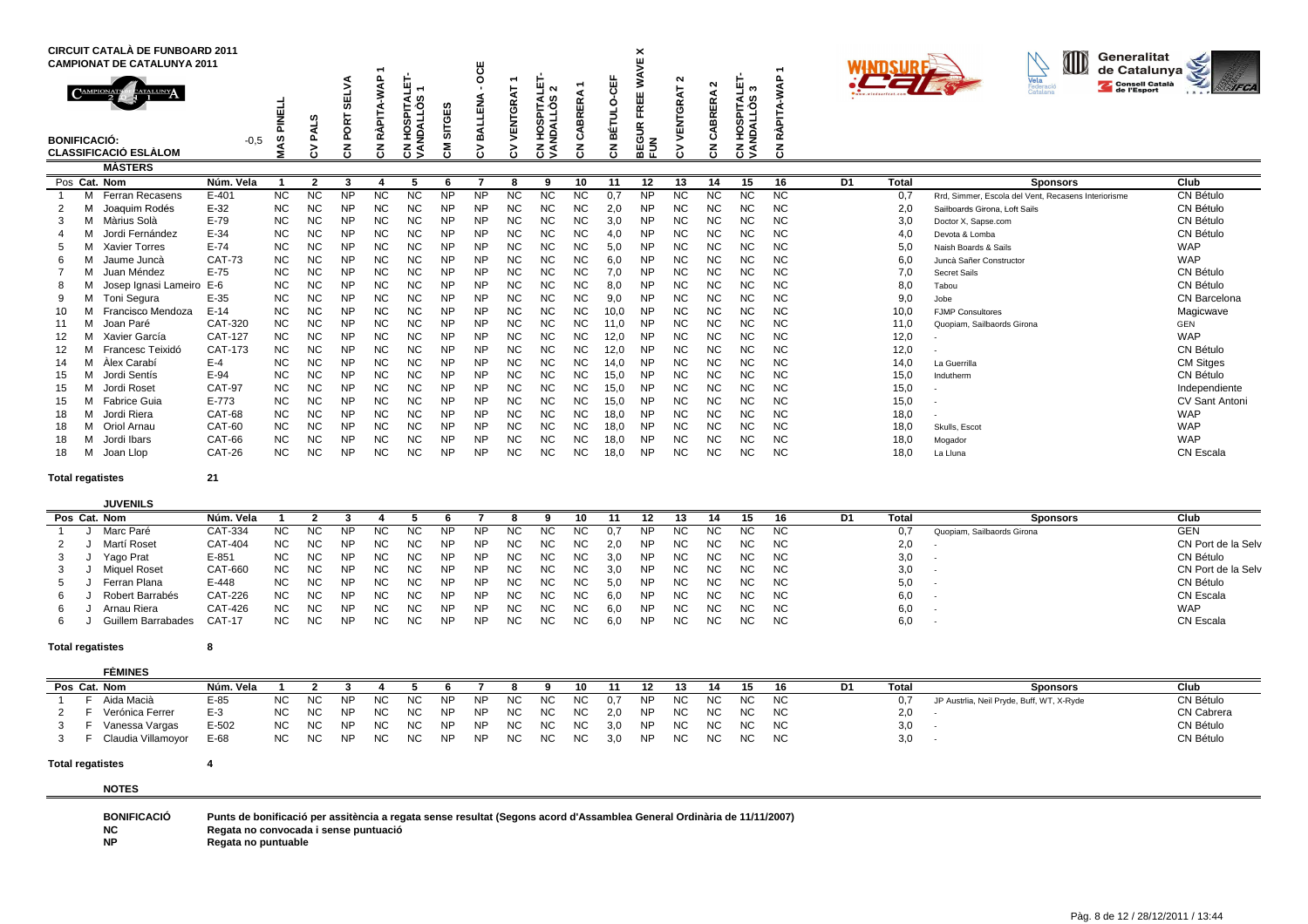# CIRCUIT CATALÀ DE FUNBOARD 2011
## CAMPIONAT DE CATALUNYA 2011

**BONIFICACIÓ:** -0,5

**CLASSIFICACIÓ ESLÀLOM**

Regates: 1 MAS PINELL · 2 CV PALS · 3 CN PORT SELVA · 4 CN RÀPITA-WAP 1 · 5 CN HOSPITALET-VANDALLÒS 1 · 6 CM SITGES · 7 CV BALLENA - OCE · 8 CV VENTGRAT 1 · 9 CN HOSPITALET-VANDALLÒS 2 · 10 CN CABRERA 1 · 11 CN BÉTULO-CEF · 12 BEGUR FREE WAVE X FUN · 13 CV VENTGRAT 2 · 14 CN CABRERA 2 · 15 CN HOSPITALET-VANDALLÒS 3 · 16 CN RÀPITA-WAP 1

### MÀSTERS

| Pos | Cat. | Nom | Núm. Vela | 1 | 2 | 3 | 4 | 5 | 6 | 7 | 8 | 9 | 10 | 11 | 12 | 13 | 14 | 15 | 16 | D1 | Total | Sponsors | Club |
|---|---|---|---|---|---|---|---|---|---|---|---|---|---|---|---|---|---|---|---|---|---|---|---|
| 1 | M | Ferran Recasens | E-401 | NC | NC | NP | NC | NC | NP | NP | NC | NC | NC | 0,7 | NP | NC | NC | NC | NC | | 0,7 | Rrd, Simmer, Escola del Vent, Recasens Interiorisme | CN Bétulo |
| 2 | M | Joaquim Rodés | E-32 | NC | NC | NP | NC | NC | NP | NP | NC | NC | NC | 2,0 | NP | NC | NC | NC | NC | | 2,0 | Sailboards Girona, Loft Sails | CN Bétulo |
| 3 | M | Màrius Solà | E-79 | NC | NC | NP | NC | NC | NP | NP | NC | NC | NC | 3,0 | NP | NC | NC | NC | NC | | 3,0 | Doctor X, Sapse.com | CN Bétulo |
| 4 | M | Jordi Fernández | E-34 | NC | NC | NP | NC | NC | NP | NP | NC | NC | NC | 4,0 | NP | NC | NC | NC | NC | | 4,0 | Devota & Lomba | CN Bétulo |
| 5 | M | Xavier Torres | E-74 | NC | NC | NP | NC | NC | NP | NP | NC | NC | NC | 5,0 | NP | NC | NC | NC | NC | | 5,0 | Naish Boards & Sails | WAP |
| 6 | M | Jaume Juncà | CAT-73 | NC | NC | NP | NC | NC | NP | NP | NC | NC | NC | 6,0 | NP | NC | NC | NC | NC | | 6,0 | Juncà Sañer Constructor | WAP |
| 7 | M | Juan Méndez | E-75 | NC | NC | NP | NC | NC | NP | NP | NC | NC | NC | 7,0 | NP | NC | NC | NC | NC | | 7,0 | Secret Sails | CN Bétulo |
| 8 | M | Josep Ignasi Lameiro | E-6 | NC | NC | NP | NC | NC | NP | NP | NC | NC | NC | 8,0 | NP | NC | NC | NC | NC | | 8,0 | Tabou | CN Bétulo |
| 9 | M | Toni Segura | E-35 | NC | NC | NP | NC | NC | NP | NP | NC | NC | NC | 9,0 | NP | NC | NC | NC | NC | | 9,0 | Jobe | CN Barcelona |
| 10 | M | Francisco Mendoza | E-14 | NC | NC | NP | NC | NC | NP | NP | NC | NC | NC | 10,0 | NP | NC | NC | NC | NC | | 10,0 | FJMP Consultores | Magicwave |
| 11 | M | Joan Paré | CAT-320 | NC | NC | NP | NC | NC | NP | NP | NC | NC | NC | 11,0 | NP | NC | NC | NC | NC | | 11,0 | Quopiam, Sailbaords Girona | GEN |
| 12 | M | Xavier García | CAT-127 | NC | NC | NP | NC | NC | NP | NP | NC | NC | NC | 12,0 | NP | NC | NC | NC | NC | | 12,0 | - | WAP |
| 12 | M | Francesc Teixidó | CAT-173 | NC | NC | NP | NC | NC | NP | NP | NC | NC | NC | 12,0 | NP | NC | NC | NC | NC | | 12,0 | - | CN Bétulo |
| 14 | M | Àlex Carabí | E-4 | NC | NC | NP | NC | NC | NP | NP | NC | NC | NC | 14,0 | NP | NC | NC | NC | NC | | 14,0 | La Guerrilla | CM Sitges |
| 15 | M | Jordi Sentís | E-94 | NC | NC | NP | NC | NC | NP | NP | NC | NC | NC | 15,0 | NP | NC | NC | NC | NC | | 15,0 | Indutherm | CN Bétulo |
| 15 | M | Jordi Roset | CAT-97 | NC | NC | NP | NC | NC | NP | NP | NC | NC | NC | 15,0 | NP | NC | NC | NC | NC | | 15,0 | - | Independiente |
| 15 | M | Fabrice Guia | E-773 | NC | NC | NP | NC | NC | NP | NP | NC | NC | NC | 15,0 | NP | NC | NC | NC | NC | | 15,0 | - | CV Sant Antoni |
| 18 | M | Jordi Riera | CAT-68 | NC | NC | NP | NC | NC | NP | NP | NC | NC | NC | 18,0 | NP | NC | NC | NC | NC | | 18,0 | - | WAP |
| 18 | M | Oriol Arnau | CAT-60 | NC | NC | NP | NC | NC | NP | NP | NC | NC | NC | 18,0 | NP | NC | NC | NC | NC | | 18,0 | Skulls, Escot | WAP |
| 18 | M | Jordi Ibars | CAT-66 | NC | NC | NP | NC | NC | NP | NP | NC | NC | NC | 18,0 | NP | NC | NC | NC | NC | | 18,0 | Mogador | WAP |
| 18 | M | Joan Llop | CAT-26 | NC | NC | NP | NC | NC | NP | NP | NC | NC | NC | 18,0 | NP | NC | NC | NC | NC | | 18,0 | La Lluna | CN Escala |

**Total regatistes** 21

### JUVENILS

| Pos | Cat. | Nom | Núm. Vela | 1 | 2 | 3 | 4 | 5 | 6 | 7 | 8 | 9 | 10 | 11 | 12 | 13 | 14 | 15 | 16 | D1 | Total | Sponsors | Club |
|---|---|---|---|---|---|---|---|---|---|---|---|---|---|---|---|---|---|---|---|---|---|---|---|
| 1 | J | Marc Paré | CAT-334 | NC | NC | NP | NC | NC | NP | NP | NC | NC | NC | 0,7 | NP | NC | NC | NC | NC | | 0,7 | Quopiam, Sailbaords Girona | GEN |
| 2 | J | Martí Roset | CAT-404 | NC | NC | NP | NC | NC | NP | NP | NC | NC | NC | 2,0 | NP | NC | NC | NC | NC | | 2,0 | - | CN Port de la Selv |
| 3 | J | Yago Prat | E-851 | NC | NC | NP | NC | NC | NP | NP | NC | NC | NC | 3,0 | NP | NC | NC | NC | NC | | 3,0 | - | CN Bétulo |
| 3 | J | Miquel Roset | CAT-660 | NC | NC | NP | NC | NC | NP | NP | NC | NC | NC | 3,0 | NP | NC | NC | NC | NC | | 3,0 | - | CN Port de la Selv |
| 5 | J | Ferran Plana | E-448 | NC | NC | NP | NC | NC | NP | NP | NC | NC | NC | 5,0 | NP | NC | NC | NC | NC | | 5,0 | - | CN Bétulo |
| 6 | J | Robert Barrabés | CAT-226 | NC | NC | NP | NC | NC | NP | NP | NC | NC | NC | 6,0 | NP | NC | NC | NC | NC | | 6,0 | - | CN Escala |
| 6 | J | Arnau Riera | CAT-426 | NC | NC | NP | NC | NC | NP | NP | NC | NC | NC | 6,0 | NP | NC | NC | NC | NC | | 6,0 | - | WAP |
| 6 | J | Guillem Barrabades | CAT-17 | NC | NC | NP | NC | NC | NP | NP | NC | NC | NC | 6,0 | NP | NC | NC | NC | NC | | 6,0 | - | CN Escala |

**Total regatistes** 8

### FÈMINES

| Pos | Cat. | Nom | Núm. Vela | 1 | 2 | 3 | 4 | 5 | 6 | 7 | 8 | 9 | 10 | 11 | 12 | 13 | 14 | 15 | 16 | D1 | Total | Sponsors | Club |
|---|---|---|---|---|---|---|---|---|---|---|---|---|---|---|---|---|---|---|---|---|---|---|---|
| 1 | F | Aida Macià | E-85 | NC | NC | NP | NC | NC | NP | NP | NC | NC | NC | 0,7 | NP | NC | NC | NC | NC | | 0,7 | JP Austrlia, Neil Pryde, Buff, WT, X-Ryde | CN Bétulo |
| 2 | F | Verónica Ferrer | E-3 | NC | NC | NP | NC | NC | NP | NP | NC | NC | NC | 2,0 | NP | NC | NC | NC | NC | | 2,0 | - | CN Cabrera |
| 3 | F | Vanessa Vargas | E-502 | NC | NC | NP | NC | NC | NP | NP | NC | NC | NC | 3,0 | NP | NC | NC | NC | NC | | 3,0 | - | CN Bétulo |
| 3 | F | Claudia Villamoyor | E-68 | NC | NC | NP | NC | NC | NP | NP | NC | NC | NC | 3,0 | NP | NC | NC | NC | NC | | 3,0 | - | CN Bétulo |

**Total regatistes** 4

### NOTES

**BONIFICACIÓ** Punts de bonificació per assistència a regata sense resultat (Segons acord d'Assamblea General Ordinària de 11/11/2007)

**NC** Regata no convocada i sense puntuació

**NP** Regata no puntuable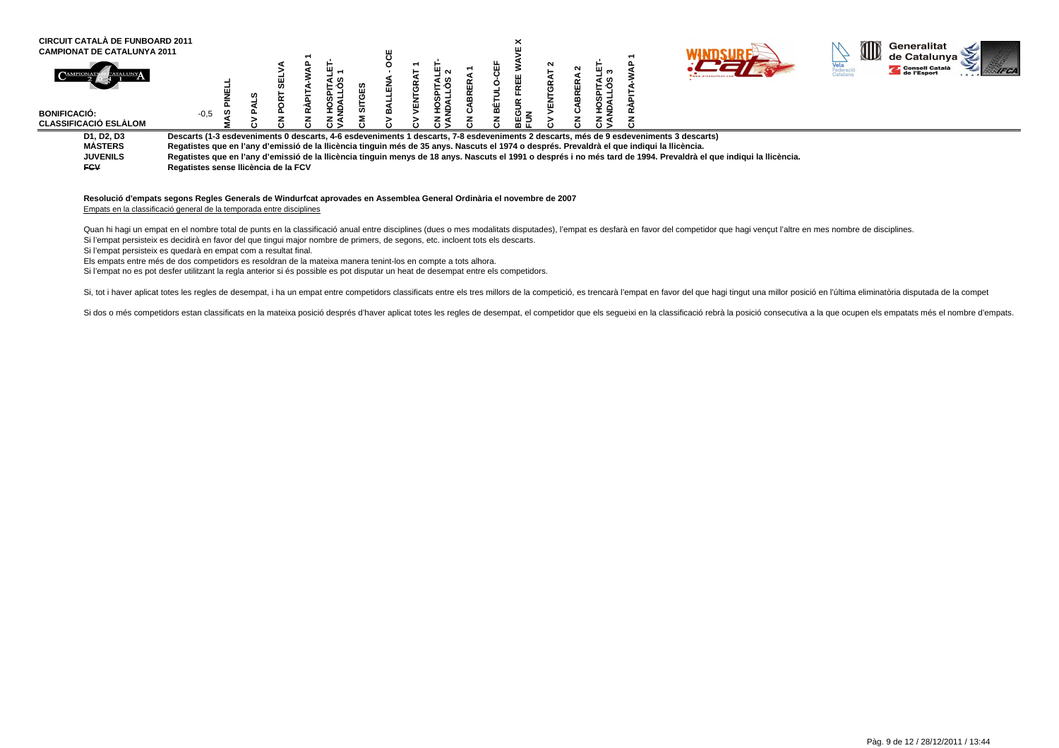**CIRCUIT CATALÀ DE FUNBOARD 2011**
**CAMPIONAT DE CATALUNYA 2011**

| BONIFICACIÓ: CLASSIFICACIÓ ESLÀLOM | MAS PINELL | CV PALS | CN PORT SELVA | CN RÀPITA-WAP 1 | CN HOSPITALET-VANDALLÒS 1 | CM SITGES | CV BALLENA - OCE | CV VENTGRAT 1 | CN HOSPITALET-VANDALLÒS 2 | CN CABRERA 1 | CN BÉTULO-CEF | BEGUR FREE WAVE X FUN | CV VENTGRAT 2 | CN CABRERA 2 | CN HOSPITALET-VANDALLÒS 3 | CN RÀPITA-WAP 1 |
|---|---|---|---|---|---|---|---|---|---|---|---|---|---|---|---|---|
| -0,5 | | | | | | | | | | | | | | | | |

| | |
|---|---|
| **D1, D2, D3** | **Descarts (1-3 esdeveniments 0 descarts, 4-6 esdeveniments 1 descarts, 7-8 esdeveniments 2 descarts, més de 9 esdeveniments 3 descarts)** |
| **MÀSTERS** | **Regatistes que en l'any d'emissió de la llicència tinguin més de 35 anys. Nascuts el 1974 o després. Prevaldrà el que indiqui la llicència.** |
| **JUVENILS** | **Regatistes que en l'any d'emissió de la llicència tinguin menys de 18 anys. Nascuts el 1991 o després i no més tard de 1994. Prevaldrà el que indiqui la llicència.** |
| ~~**FCV**~~ | **Regatistes sense llicència de la FCV** |

**Resolució d'empats segons Regles Generals de Windurfcat aprovades en Assemblea General Ordinària el novembre de 2007**

Empats en la classificació general de la temporada entre disciplines

Quan hi hagi un empat en el nombre total de punts en la classificació anual entre disciplines (dues o mes modalitats disputades), l'empat es desfarà en favor del competidor que hagi vençut l'altre en mes nombre de disciplines.
Si l'empat persisteix es decidirà en favor del que tingui major nombre de primers, de segons, etc. incloent tots els descarts.
Si l'empat persisteix es quedarà en empat com a resultat final.
Els empats entre més de dos competidors es resoldran de la mateixa manera tenint-los en compte a tots alhora.
Si l'empat no es pot desfer utilitzant la regla anterior si és possible es pot disputar un heat de desempat entre els competidors.

Si, tot i haver aplicat totes les regles de desempat, i ha un empat entre competidors classificats entre els tres millors de la competició, es trencarà l'empat en favor del que hagi tingut una millor posició en l'última eliminatòria disputada de la compet

Si dos o més competidors estan classificats en la mateixa posició després d'haver aplicat totes les regles de desempat, el competidor que els segueixi en la classificació rebrà la posició consecutiva a la que ocupen els empatats més el nombre d'empats.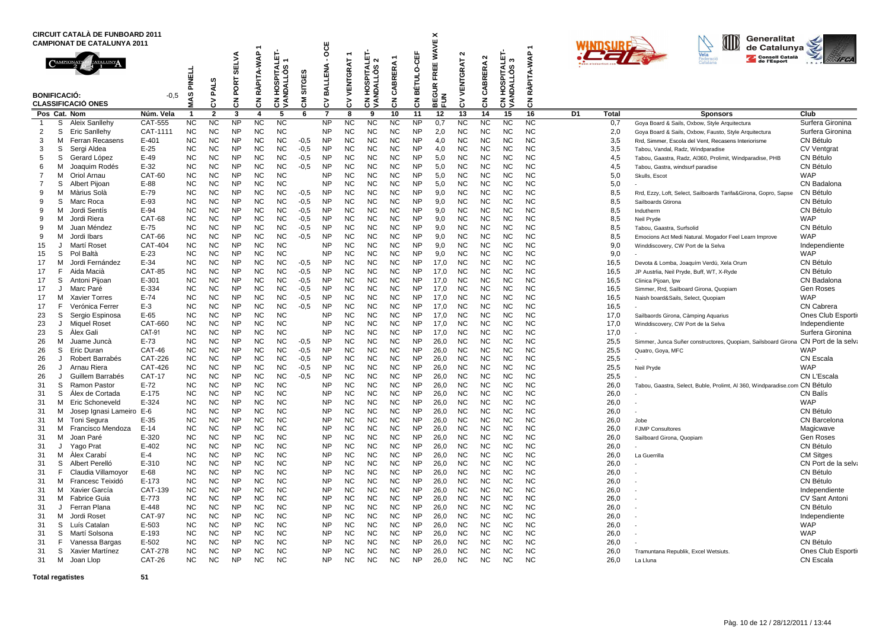# CIRCUIT CATALÀ DE FUNBOARD 2011
## CAMPIONAT DE CATALUNYA 2011

**BONIFICACIÓ:** -0,5

**CLASSIFICACIÓ ONES**

| Pos | Cat. | Nom | Núm. Vela | 1 MAS PINELL | 2 CV PALS | 3 CN PORT SELVA | 4 CN RÀPITA-WAP 1 | 5 CN HOSPITALET-VANDALLÒS 1 | 6 CM SITGES | 7 CV BALLENA - OCE | 8 CV VENTGRAT 1 | 9 CN HOSPITALET-VANDALLÒS 2 | 10 CN CABRERA 1 | 11 CN BÉTULO-CEF | 12 BEGUR FREE WAVE X FUN | 13 CV VENTGRAT 2 | 14 CN CABRERA 2 | 15 CN HOSPITALET-VANDALLÒS 3 | 16 CN RÀPITA-WAP 1 | D1 | Total | Sponsors | Club |
|---|---|---|---|---|---|---|---|---|---|---|---|---|---|---|---|---|---|---|---|---|---|---|---|
| 1 | S | Aleix Sanllehy | CAT-555 | NC | NC | NP | NC | NC | | NP | NC | NC | NC | NP | 0,7 | NC | NC | NC | NC | | 0,7 | Goya Board & Sails, Oxbow, Style Arquitectura | Surfera Gironina |
| 2 | S | Eric Sanllehy | CAT-1111 | NC | NC | NP | NC | NC | | NP | NC | NC | NC | NP | 2,0 | NC | NC | NC | NC | | 2,0 | Goya Board & Sails, Oxbow, Fausto, Style Arquitectura | Surfera Gironina |
| 3 | M | Ferran Recasens | E-401 | NC | NC | NP | NC | NC | -0,5 | NP | NC | NC | NC | NP | 4,0 | NC | NC | NC | NC | | 3,5 | Rrd, Simmer, Escola del Vent, Recasens Interiorisme | CN Bétulo |
| 3 | S | Sergi Aldea | E-25 | NC | NC | NP | NC | NC | -0,5 | NP | NC | NC | NC | NP | 4,0 | NC | NC | NC | NC | | 3,5 | Tabou, Vandal, Radz, Windparadise | CV Ventgrat |
| 5 | S | Gerard López | E-49 | NC | NC | NP | NC | NC | -0,5 | NP | NC | NC | NC | NP | 5,0 | NC | NC | NC | NC | | 4,5 | Tabou, Gaastra, Radz, Al360, Prolimit, Windparadise, PHB | CN Bétulo |
| 6 | M | Joaquim Rodés | E-32 | NC | NC | NP | NC | NC | -0,5 | NP | NC | NC | NC | NP | 5,0 | NC | NC | NC | NC | | 4,5 | Tabou, Gastra, windsurf paradise | CN Bétulo |
| 7 | M | Oriol Arnau | CAT-60 | NC | NC | NP | NC | NC | | NP | NC | NC | NC | NP | 5,0 | NC | NC | NC | NC | | 5,0 | Skulls, Escot | WAP |
| 7 | S | Albert Pijoan | E-88 | NC | NC | NP | NC | NC | | NP | NC | NC | NC | NP | 5,0 | NC | NC | NC | NC | | 5,0 | - | CN Badalona |
| 9 | M | Màrius Solà | E-79 | NC | NC | NP | NC | NC | -0,5 | NP | NC | NC | NC | NP | 9,0 | NC | NC | NC | NC | | 8,5 | Rrd, Ezzy, Loft, Select, Sailboards Tarifa&Girona, Gopro, Sapse | CN Bétulo |
| 9 | S | Marc Roca | E-93 | NC | NC | NP | NC | NC | -0,5 | NP | NC | NC | NC | NP | 9,0 | NC | NC | NC | NC | | 8,5 | Sailboards Gtirona | CN Bétulo |
| 9 | M | Jordi Sentís | E-94 | NC | NC | NP | NC | NC | -0,5 | NP | NC | NC | NC | NP | 9,0 | NC | NC | NC | NC | | 8,5 | Indutherm | CN Bétulo |
| 9 | M | Jordi Riera | CAT-68 | NC | NC | NP | NC | NC | -0,5 | NP | NC | NC | NC | NP | 9,0 | NC | NC | NC | NC | | 8,5 | Neil Pryde | WAP |
| 9 | M | Juan Méndez | E-75 | NC | NC | NP | NC | NC | -0,5 | NP | NC | NC | NC | NP | 9,0 | NC | NC | NC | NC | | 8,5 | Tabou, Gaastra, Surfsolid | CN Bétulo |
| 9 | M | Jordi Ibars | CAT-66 | NC | NC | NP | NC | NC | -0,5 | NP | NC | NC | NC | NP | 9,0 | NC | NC | NC | NC | | 8,5 | Emocions Act Medi Natural. Mogador Feel Learn Improve | WAP |
| 15 | J | Martí Roset | CAT-404 | NC | NC | NP | NC | NC | | NP | NC | NC | NC | NP | 9,0 | NC | NC | NC | NC | | 9,0 | Winddiscovery, CW Port de la Selva | Independiente |
| 15 | S | Pol Baltà | E-23 | NC | NC | NP | NC | NC | | NP | NC | NC | NC | NP | 9,0 | NC | NC | NC | NC | | 9,0 | - | WAP |
| 17 | M | Jordi Fernández | E-34 | NC | NC | NP | NC | NC | -0,5 | NP | NC | NC | NC | NP | 17,0 | NC | NC | NC | NC | | 16,5 | Devota & Lomba, Joaquím Verdú, Xela Orum | CN Bétulo |
| 17 | F | Aida Macià | CAT-85 | NC | NC | NP | NC | NC | -0,5 | NP | NC | NC | NC | NP | 17,0 | NC | NC | NC | NC | | 16,5 | JP Austrlia, Neil Pryde, Buff, WT, X-Ryde | CN Bétulo |
| 17 | S | Antoni Pijoan | E-301 | NC | NC | NP | NC | NC | -0,5 | NP | NC | NC | NC | NP | 17,0 | NC | NC | NC | NC | | 16,5 | Clinica Pijoan, Ipw | CN Badalona |
| 17 | J | Marc Paré | E-334 | NC | NC | NP | NC | NC | -0,5 | NP | NC | NC | NC | NP | 17,0 | NC | NC | NC | NC | | 16,5 | Simmer, Rrd, Sailboard Girona, Quopiam | Gen Roses |
| 17 | M | Xavier Torres | E-74 | NC | NC | NP | NC | NC | -0,5 | NP | NC | NC | NC | NP | 17,0 | NC | NC | NC | NC | | 16,5 | Naish board&Sails, Select, Quopiam | WAP |
| 17 | F | Verónica Ferrer | E-3 | NC | NC | NP | NC | NC | -0,5 | NP | NC | NC | NC | NP | 17,0 | NC | NC | NC | NC | | 16,5 | - | CN Cabrera |
| 23 | S | Sergio Espinosa | E-65 | NC | NC | NP | NC | NC | | NP | NC | NC | NC | NP | 17,0 | NC | NC | NC | NC | | 17,0 | Sailbaords Girona, Càmping Aquarius | Ones Club Esporti |
| 23 | J | Miquel Roset | CAT-660 | NC | NC | NP | NC | NC | | NP | NC | NC | NC | NP | 17,0 | NC | NC | NC | NC | | 17,0 | Winddiscovery, CW Port de la Selva | Independiente |
| 23 | S | Àlex Gali | CAT-91 | NC | NC | NP | NC | NC | | NP | NC | NC | NC | NP | 17,0 | NC | NC | NC | NC | | 17,0 | - | Surfera Gironina |
| 26 | M | Juame Juncà | E-73 | NC | NC | NP | NC | NC | -0,5 | NP | NC | NC | NC | NP | 26,0 | NC | NC | NC | NC | | 25,5 | Simmer, Junca Suñer constructores, Quopiam, Sailsboard Girona | CN Port de la selva |
| 26 | S | Eric Duran | CAT-46 | NC | NC | NP | NC | NC | -0,5 | NP | NC | NC | NC | NP | 26,0 | NC | NC | NC | NC | | 25,5 | Quatro, Goya, MFC | WAP |
| 26 | J | Robert Barrabés | CAT-226 | NC | NC | NP | NC | NC | -0,5 | NP | NC | NC | NC | NP | 26,0 | NC | NC | NC | NC | | 25,5 | - | CN Escala |
| 26 | J | Arnau Riera | CAT-426 | NC | NC | NP | NC | NC | -0,5 | NP | NC | NC | NC | NP | 26,0 | NC | NC | NC | NC | | 25,5 | Neil Pryde | WAP |
| 26 | J | Guillem Barrabés | CAT-17 | NC | NC | NP | NC | NC | -0,5 | NP | NC | NC | NC | NP | 26,0 | NC | NC | NC | NC | | 25,5 | - | CN L'Escala |
| 31 | S | Ramon Pastor | E-72 | NC | NC | NP | NC | NC | | NP | NC | NC | NC | NP | 26,0 | NC | NC | NC | NC | | 26,0 | Tabou, Gaastra, Select, Buble, Prolimt, Al 360, Windparadise.com | CN Bétulo |
| 31 | S | Álex de Cortada | E-175 | NC | NC | NP | NC | NC | | NP | NC | NC | NC | NP | 26,0 | NC | NC | NC | NC | | 26,0 | - | CN Balís |
| 31 | M | Eric Schoneveld | E-324 | NC | NC | NP | NC | NC | | NP | NC | NC | NC | NP | 26,0 | NC | NC | NC | NC | | 26,0 | - | WAP |
| 31 | M | Josep Ignasi Lameiro | E-6 | NC | NC | NP | NC | NC | | NP | NC | NC | NC | NP | 26,0 | NC | NC | NC | NC | | 26,0 | - | CN Bétulo |
| 31 | M | Toni Segura | E-35 | NC | NC | NP | NC | NC | | NP | NC | NC | NC | NP | 26,0 | NC | NC | NC | NC | | 26,0 | Jobe | CN Barcelona |
| 31 | M | Francisco Mendoza | E-14 | NC | NC | NP | NC | NC | | NP | NC | NC | NC | NP | 26,0 | NC | NC | NC | NC | | 26,0 | FJMP Consultores | Magicwave |
| 31 | M | Joan Paré | E-320 | NC | NC | NP | NC | NC | | NP | NC | NC | NC | NP | 26,0 | NC | NC | NC | NC | | 26,0 | Sailboard Girona, Quopiam | Gen Roses |
| 31 | J | Yago Prat | E-402 | NC | NC | NP | NC | NC | | NP | NC | NC | NC | NP | 26,0 | NC | NC | NC | NC | | 26,0 | - | CN Bétulo |
| 31 | M | Àlex Carabí | E-4 | NC | NC | NP | NC | NC | | NP | NC | NC | NC | NP | 26,0 | NC | NC | NC | NC | | 26,0 | La Guerrilla | CM Sitges |
| 31 | S | Albert Perelló | E-310 | NC | NC | NP | NC | NC | | NP | NC | NC | NC | NP | 26,0 | NC | NC | NC | NC | | 26,0 | - | CN Port de la selva |
| 31 | F | Claudia Villamoyor | E-68 | NC | NC | NP | NC | NC | | NP | NC | NC | NC | NP | 26,0 | NC | NC | NC | NC | | 26,0 | - | CN Bétulo |
| 31 | M | Francesc Teixidó | E-173 | NC | NC | NP | NC | NC | | NP | NC | NC | NC | NP | 26,0 | NC | NC | NC | NC | | 26,0 | - | CN Bétulo |
| 31 | M | Xavier García | CAT-139 | NC | NC | NP | NC | NC | | NP | NC | NC | NC | NP | 26,0 | NC | NC | NC | NC | | 26,0 | - | Independiente |
| 31 | M | Fabrice Guia | E-773 | NC | NC | NP | NC | NC | | NP | NC | NC | NC | NP | 26,0 | NC | NC | NC | NC | | 26,0 | - | CV Sant Antoni |
| 31 | J | Ferran Plana | E-448 | NC | NC | NP | NC | NC | | NP | NC | NC | NC | NP | 26,0 | NC | NC | NC | NC | | 26,0 | - | CN Bétulo |
| 31 | M | Jordi Roset | CAT-97 | NC | NC | NP | NC | NC | | NP | NC | NC | NC | NP | 26,0 | NC | NC | NC | NC | | 26,0 | - | Independiente |
| 31 | S | Luís Catalan | E-503 | NC | NC | NP | NC | NC | | NP | NC | NC | NC | NP | 26,0 | NC | NC | NC | NC | | 26,0 | - | WAP |
| 31 | S | Martí Solsona | E-193 | NC | NC | NP | NC | NC | | NP | NC | NC | NC | NP | 26,0 | NC | NC | NC | NC | | 26,0 | - | WAP |
| 31 | F | Vanessa Bargas | E-502 | NC | NC | NP | NC | NC | | NP | NC | NC | NC | NP | 26,0 | NC | NC | NC | NC | | 26,0 | - | CN Bétulo |
| 31 | S | Xavier Martínez | CAT-278 | NC | NC | NP | NC | NC | | NP | NC | NC | NC | NP | 26,0 | NC | NC | NC | NC | | 26,0 | Tramuntana Republik, Excel Wetsiuts. | Ones Club Esporti |
| 31 | M | Joan Llop | CAT-26 | NC | NC | NP | NC | NC | | NP | NC | NC | NC | NP | 26,0 | NC | NC | NC | NC | | 26,0 | La Lluna | CN Escala |

**Total regatistes** 51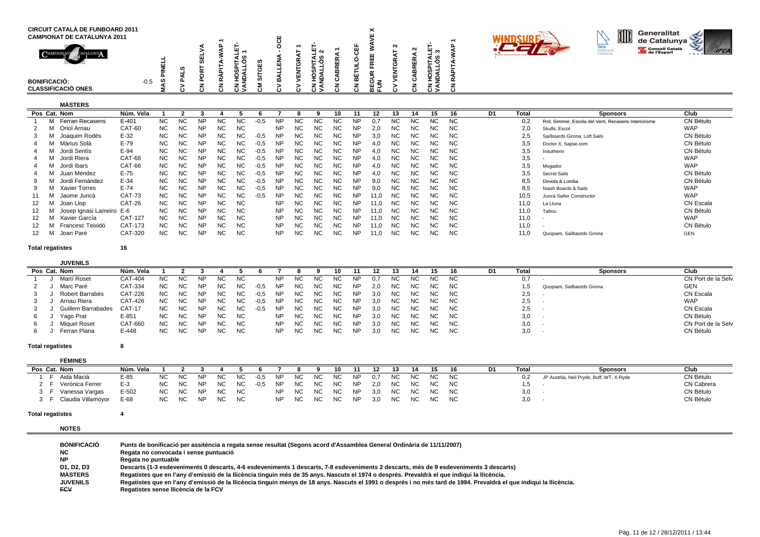**CIRCUIT CATALÀ DE FUNBOARD 2011**
**CAMPIONAT DE CATALUNYA 2011**

| BONIFICACIÓ: | -0,5 |
|---|---|
| **CLASSIFICACIÓ ONES** | |

Regates: 1 MAS PINELL, 2 CV PALS, 3 CN PORT SELVA, 4 CN RÀPITA-WAP 1, 5 CN HOSPITALET-VANDALLÒS 1, 6 CM SITGES, 7 CV BALLENA - OCE, 8 CV VENTGRAT 1, 9 CN HOSPITALET-VANDALLÒS 2, 10 CN CABRERA 1, 11 CN BÉTULO-CEF, 12 BEGUR FREE WAVE X FUN, 13 CV VENTGRAT 2, 14 CN CABRERA 2, 15 CN HOSPITALET-VANDALLÒS 3, 16 CN RÀPITA-WAP 1

## MÀSTERS

| Pos | Cat. | Nom | Núm. Vela | 1 | 2 | 3 | 4 | 5 | 6 | 7 | 8 | 9 | 10 | 11 | 12 | 13 | 14 | 15 | 16 | D1 | Total | Sponsors | Club |
|---|---|---|---|---|---|---|---|---|---|---|---|---|---|---|---|---|---|---|---|---|---|---|---|
| 1 | M | Ferran Recasens | E-401 | NC | NC | NP | NC | NC | -0,5 | NP | NC | NC | NC | NP | 0,7 | NC | NC | NC | NC | | 0,2 | Rrd, Simmer, Escola del Vent, Recasens Interiorisme | CN Bétulo |
| 2 | M | Oriol Arnau | CAT-60 | NC | NC | NP | NC | NC | | NP | NC | NC | NC | NP | 2,0 | NC | NC | NC | NC | | 2,0 | Skulls, Escot | WAP |
| 3 | M | Joaquim Rodés | E-32 | NC | NC | NP | NC | NC | -0,5 | NP | NC | NC | NC | NP | 3,0 | NC | NC | NC | NC | | 2,5 | Sailboards Girona, Loft Sails | CN Bétulo |
| 4 | M | Màrius Solà | E-79 | NC | NC | NP | NC | NC | -0,5 | NP | NC | NC | NC | NP | 4,0 | NC | NC | NC | NC | | 3,5 | Doctor X, Sapse.com | CN Bétulo |
| 4 | M | Jordi Sentís | E-94 | NC | NC | NP | NC | NC | -0,5 | NP | NC | NC | NC | NP | 4,0 | NC | NC | NC | NC | | 3,5 | Indutherm | CN Bétulo |
| 4 | M | Jordi Riera | CAT-68 | NC | NC | NP | NC | NC | -0,5 | NP | NC | NC | NC | NP | 4,0 | NC | NC | NC | NC | | 3,5 | - | WAP |
| 4 | M | Jordi Ibars | CAT-66 | NC | NC | NP | NC | NC | -0,5 | NP | NC | NC | NC | NP | 4,0 | NC | NC | NC | NC | | 3,5 | Mogador | WAP |
| 4 | M | Juan Méndez | E-75 | NC | NC | NP | NC | NC | -0,5 | NP | NC | NC | NC | NP | 4,0 | NC | NC | NC | NC | | 3,5 | Secret Sails | CN Bétulo |
| 9 | M | Jordi Fernández | E-34 | NC | NC | NP | NC | NC | -0,5 | NP | NC | NC | NC | NP | 9,0 | NC | NC | NC | NC | | 8,5 | Devota & Lomba | CN Bétulo |
| 9 | M | Xavier Torres | E-74 | NC | NC | NP | NC | NC | -0,5 | NP | NC | NC | NC | NP | 9,0 | NC | NC | NC | NC | | 8,5 | Naish Boards & Sails | WAP |
| 11 | M | Jaume Juncà | CAT-73 | NC | NC | NP | NC | NC | -0,5 | NP | NC | NC | NC | NP | 11,0 | NC | NC | NC | NC | | 10,5 | Juncà Sañer Constructor | WAP |
| 12 | M | Joan Llop | CAT-26 | NC | NC | NP | NC | NC | | NP | NC | NC | NC | NP | 11,0 | NC | NC | NC | NC | | 11,0 | La Lluna | CN Escala |
| 12 | M | Josep Ignasi Lameiro | E-6 | NC | NC | NP | NC | NC | | NP | NC | NC | NC | NP | 11,0 | NC | NC | NC | NC | | 11,0 | Tabou | CN Bétulo |
| 12 | M | Xavier García | CAT-127 | NC | NC | NP | NC | NC | | NP | NC | NC | NC | NP | 11,0 | NC | NC | NC | NC | | 11,0 | - | WAP |
| 12 | M | Francesc Teixidó | CAT-173 | NC | NC | NP | NC | NC | | NP | NC | NC | NC | NP | 11,0 | NC | NC | NC | NC | | 11,0 | - | CN Bétulo |
| 12 | M | Joan Paré | CAT-320 | NC | NC | NP | NC | NC | | NP | NC | NC | NC | NP | 11,0 | NC | NC | NC | NC | | 11,0 | Quopiam, Sailbaords Girona | GEN |

**Total regatistes** 16

## JUVENILS

| Pos | Cat. | Nom | Núm. Vela | 1 | 2 | 3 | 4 | 5 | 6 | 7 | 8 | 9 | 10 | 11 | 12 | 13 | 14 | 15 | 16 | D1 | Total | Sponsors | Club |
|---|---|---|---|---|---|---|---|---|---|---|---|---|---|---|---|---|---|---|---|---|---|---|---|
| 1 | J | Martí Roset | CAT-404 | NC | NC | NP | NC | NC | | NP | NC | NC | NC | NP | 0,7 | NC | NC | NC | NC | | 0,7 | - | CN Port de la Selv |
| 2 | J | Marc Paré | CAT-334 | NC | NC | NP | NC | NC | -0,5 | NP | NC | NC | NC | NP | 2,0 | NC | NC | NC | NC | | 1,5 | Quopiam, Sailbaords Girona | GEN |
| 3 | J | Robert Barrabés | CAT-226 | NC | NC | NP | NC | NC | -0,5 | NP | NC | NC | NC | NP | 3,0 | NC | NC | NC | NC | | 2,5 | - | CN Escala |
| 3 | J | Arnau Riera | CAT-426 | NC | NC | NP | NC | NC | -0,5 | NP | NC | NC | NC | NP | 3,0 | NC | NC | NC | NC | | 2,5 | - | WAP |
| 3 | J | Guillem Barrabades | CAT-17 | NC | NC | NP | NC | NC | -0,5 | NP | NC | NC | NC | NP | 3,0 | NC | NC | NC | NC | | 2,5 | - | CN Escala |
| 6 | J | Yago Prat | E-851 | NC | NC | NP | NC | NC | | NP | NC | NC | NC | NP | 3,0 | NC | NC | NC | NC | | 3,0 | - | CN Bétulo |
| 6 | J | Miquel Roset | CAT-660 | NC | NC | NP | NC | NC | | NP | NC | NC | NC | NP | 3,0 | NC | NC | NC | NC | | 3,0 | - | CN Port de la Selv |
| 6 | J | Ferran Plana | E-448 | NC | NC | NP | NC | NC | | NP | NC | NC | NC | NP | 3,0 | NC | NC | NC | NC | | 3,0 | - | CN Bétulo |

**Total regatistes** 8

## FÈMINES

| Pos | Cat. | Nom | Núm. Vela | 1 | 2 | 3 | 4 | 5 | 6 | 7 | 8 | 9 | 10 | 11 | 12 | 13 | 14 | 15 | 16 | D1 | Total | Sponsors | Club |
|---|---|---|---|---|---|---|---|---|---|---|---|---|---|---|---|---|---|---|---|---|---|---|---|
| 1 | F | Aida Macià | E-85 | NC | NC | NP | NC | NC | -0,5 | NP | NC | NC | NC | NP | 0,7 | NC | NC | NC | NC | | 0,2 | JP Austrlia, Neil Pryde, Buff, WT, X-Ryde | CN Bétulo |
| 2 | F | Verónica Ferrer | E-3 | NC | NC | NP | NC | NC | -0,5 | NP | NC | NC | NC | NP | 2,0 | NC | NC | NC | NC | | 1,5 | - | CN Cabrera |
| 3 | F | Vanessa Vargas | E-502 | NC | NC | NP | NC | NC | | NP | NC | NC | NC | NP | 3,0 | NC | NC | NC | NC | | 3,0 | - | CN Bétulo |
| 3 | F | Claudia Villamoyor | E-68 | NC | NC | NP | NC | NC | | NP | NC | NC | NC | NP | 3,0 | NC | NC | NC | NC | | 3,0 | - | CN Bétulo |

**Total regatistes** 4

## NOTES

| | |
|---|---|
| **BONIFICACIÓ** | **Punts de bonificació per assitència a regata sense resultat (Segons acord d'Assamblea General Ordinària de 11/11/2007)** |
| **NC** | **Regata no convocada i sense puntuació** |
| **NP** | **Regata no puntuable** |
| **D1, D2, D3** | **Descarts (1-3 esdeveniments 0 descarts, 4-6 esdeveniments 1 descarts, 7-8 esdeveniments 2 descarts, més de 9 esdeveniments 3 descarts)** |
| **MÀSTERS** | **Regatistes que en l'any d'emissió de la llicència tinguin més de 35 anys. Nascuts el 1974 o després. Prevaldrà el que indiqui la llicència.** |
| **JUVENILS** | **Regatistes que en l'any d'emissió de la llicència tinguin menys de 18 anys. Nascuts el 1991 o després i no més tard de 1994. Prevaldrà el que indiqui la llicència.** |
| **FCV** | **Regatistes sense llicència de la FCV** |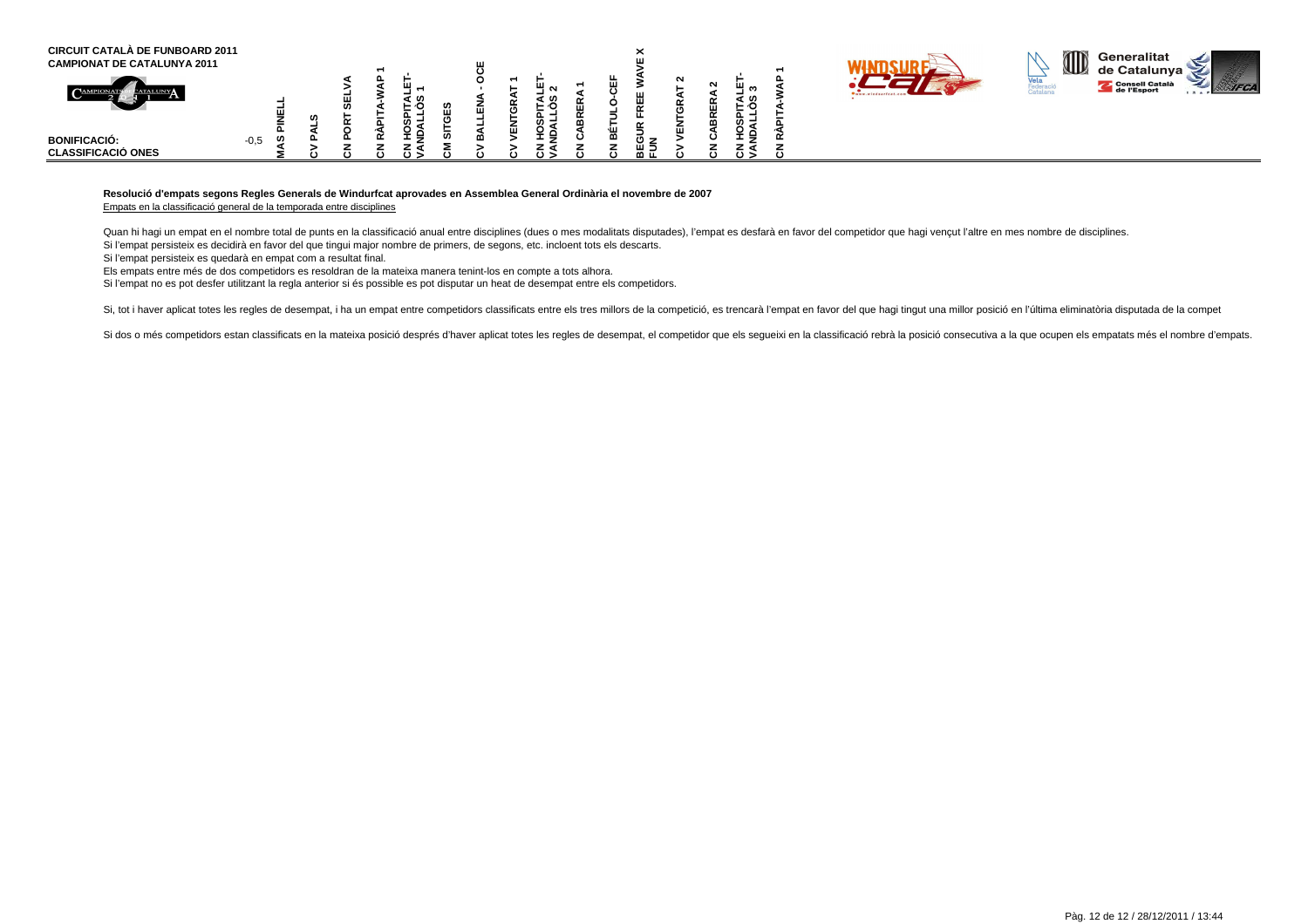**CIRCUIT CATALÀ DE FUNBOARD 2011**
**CAMPIONAT DE CATALUNYA 2011**

| | | MAS PINELL | CV PALS | CN PORT SELVA | CN RÀPITA-WAP 1 | CN HOSPITALET-VANDALLÒS 1 | CM SITGES | CV BALLENA - OCE | CV VENTGRAT 1 | CN HOSPITALET-VANDALLÒS 2 | CN CABRERA 1 | CN BÉTULO-CEF | BEGUR FREE WAVE X FUN | CV VENTGRAT 2 | CN CABRERA 2 | CN HOSPITALET-VANDALLÒS 3 | CN RÀPITA-WAP 1 |
|---|---|---|---|---|---|---|---|---|---|---|---|---|---|---|---|---|---|
| **BONIFICACIÓ:** | -0,5 | | | | | | | | | | | | | | | | |
| **CLASSIFICACIÓ ONES** | | | | | | | | | | | | | | | | | |

**Resolució d'empats segons Regles Generals de Windurfcat aprovades en Assemblea General Ordinària el novembre de 2007**

Empats en la classificació general de la temporada entre disciplines

Quan hi hagi un empat en el nombre total de punts en la classificació anual entre disciplines (dues o mes modalitats disputades), l'empat es desfarà en favor del competidor que hagi vençut l'altre en mes nombre de disciplines.

Si l'empat persisteix es decidirà en favor del que tingui major nombre de primers, de segons, etc. incloent tots els descarts.

Si l'empat persisteix es quedarà en empat com a resultat final.

Els empats entre més de dos competidors es resoldran de la mateixa manera tenint-los en compte a tots alhora.

Si l'empat no es pot desfer utilitzant la regla anterior si és possible es pot disputar un heat de desempat entre els competidors.

Si, tot i haver aplicat totes les regles de desempat, i ha un empat entre competidors classificats entre els tres millors de la competició, es trencarà l'empat en favor del que hagi tingut una millor posició en l'última eliminatòria disputada de la compet

Si dos o més competidors estan classificats en la mateixa posició després d'haver aplicat totes les regles de desempat, el competidor que els segueixi en la classificació rebrà la posició consecutiva a la que ocupen els empatats més el nombre d'empats.